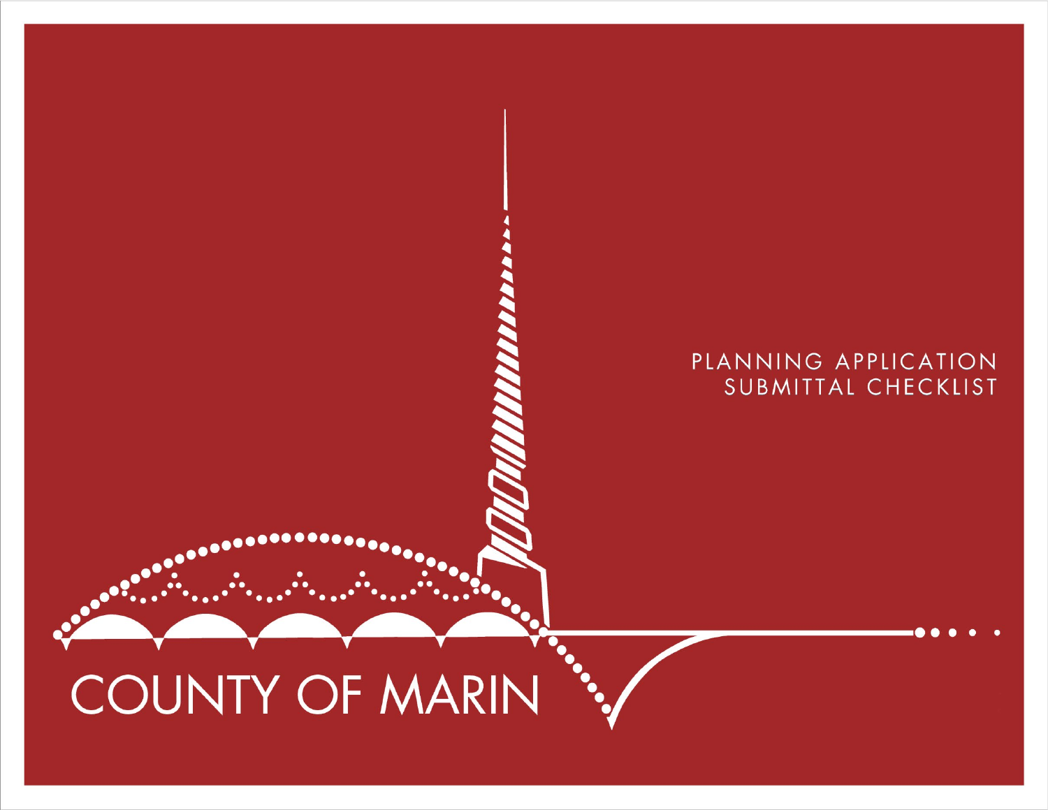# PLANNING APPLICATION SUBMITTAL CHECKLIST

COUNTY OF MARIN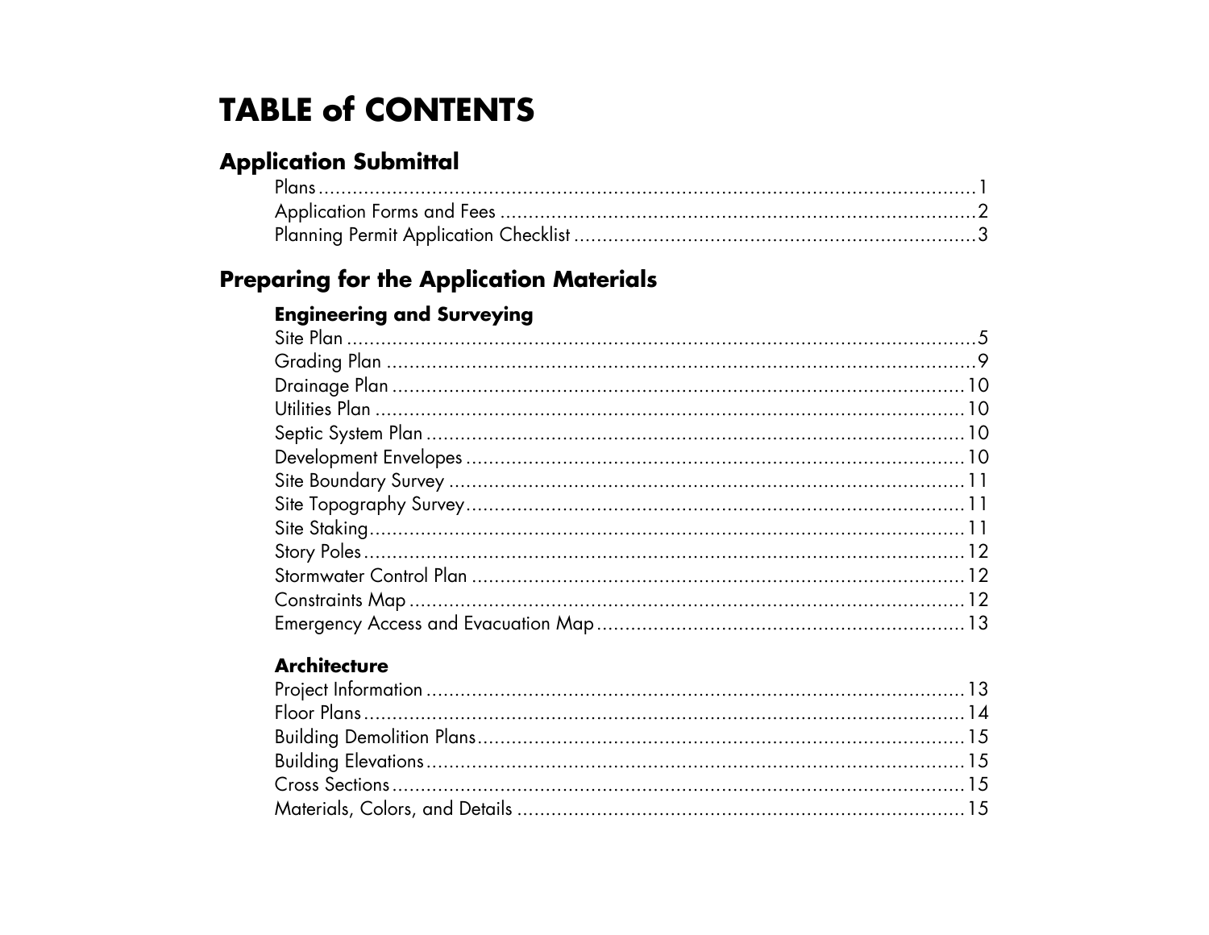# TABLE of CONTENTS

## Application Submittal

Plans ........................................................ 1
Application Forms and Fees ........................................................ 2
Planning Permit Application Checklist ........................................................ 3

## Preparing for the Application Materials

### Engineering and Surveying

Site Plan ........................................................ 5
Grading Plan ........................................................ 9
Drainage Plan ........................................................ 10
Utilities Plan ........................................................ 10
Septic System Plan ........................................................ 10
Development Envelopes ........................................................ 10
Site Boundary Survey ........................................................ 11
Site Topography Survey ........................................................ 11
Site Staking ........................................................ 11
Story Poles ........................................................ 12
Stormwater Control Plan ........................................................ 12
Constraints Map ........................................................ 12
Emergency Access and Evacuation Map ........................................................ 13

### Architecture

Project Information ........................................................ 13
Floor Plans ........................................................ 14
Building Demolition Plans ........................................................ 15
Building Elevations ........................................................ 15
Cross Sections ........................................................ 15
Materials, Colors, and Details ........................................................ 15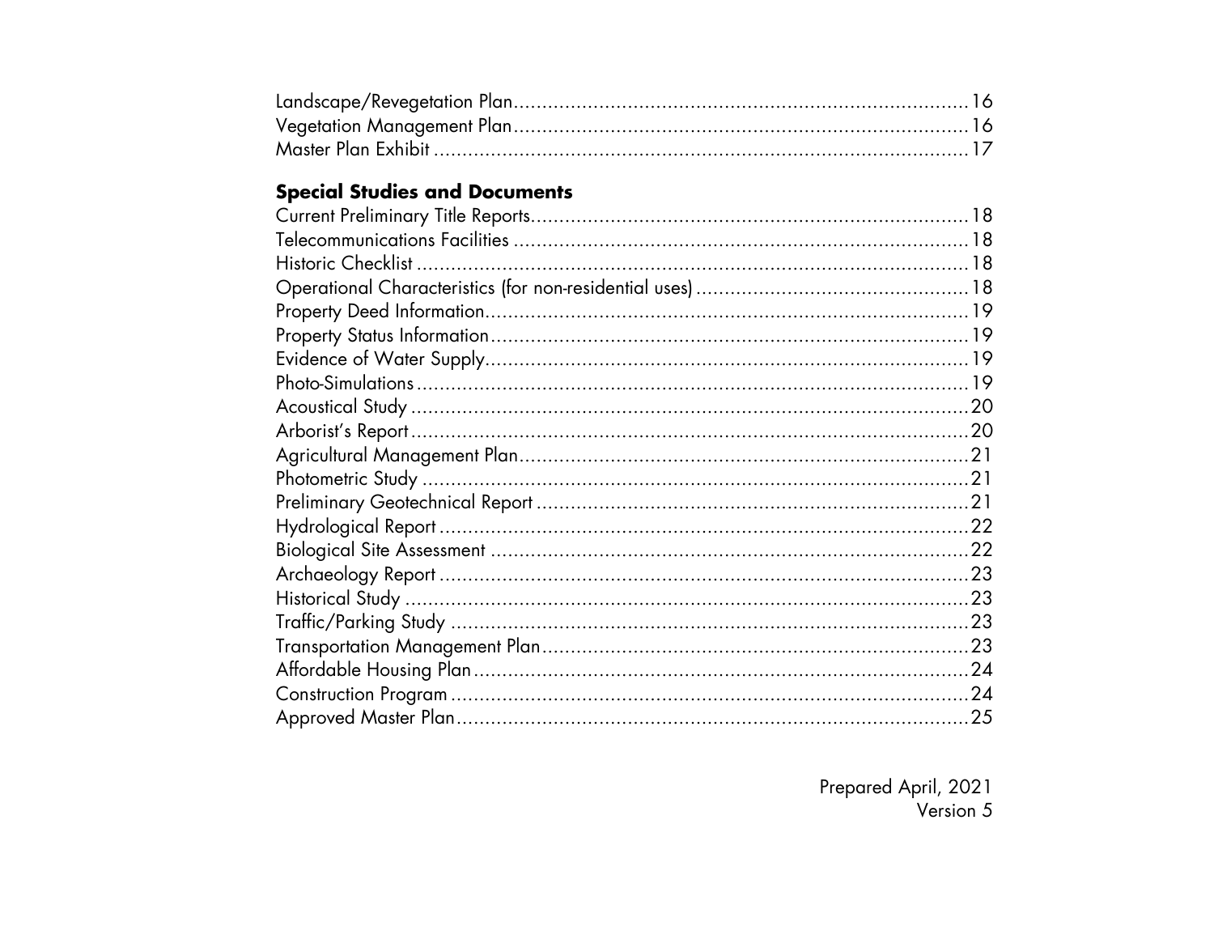Landscape/Revegetation Plan................................................................................16
Vegetation Management Plan................................................................................16
Master Plan Exhibit ...............................................................................................17

**Special Studies and Documents**

Current Preliminary Title Reports.............................................................................18
Telecommunications Facilities ................................................................................18
Historic Checklist ..................................................................................................18
Operational Characteristics (for non-residential uses) ...............................................18
Property Deed Information.....................................................................................19
Property Status Information....................................................................................19
Evidence of Water Supply.....................................................................................19
Photo-Simulations ..................................................................................................19
Acoustical Study ...................................................................................................20
Arborist's Report...................................................................................................20
Agricultural Management Plan...............................................................................21
Photometric Study .................................................................................................21
Preliminary Geotechnical Report ............................................................................21
Hydrological Report .............................................................................................22
Biological Site Assessment ....................................................................................22
Archaeology Report .............................................................................................23
Historical Study ....................................................................................................23
Traffic/Parking Study ............................................................................................23
Transportation Management Plan...........................................................................23
Affordable Housing Plan.......................................................................................24
Construction Program ...........................................................................................24
Approved Master Plan..........................................................................................25

Prepared April, 2021
Version 5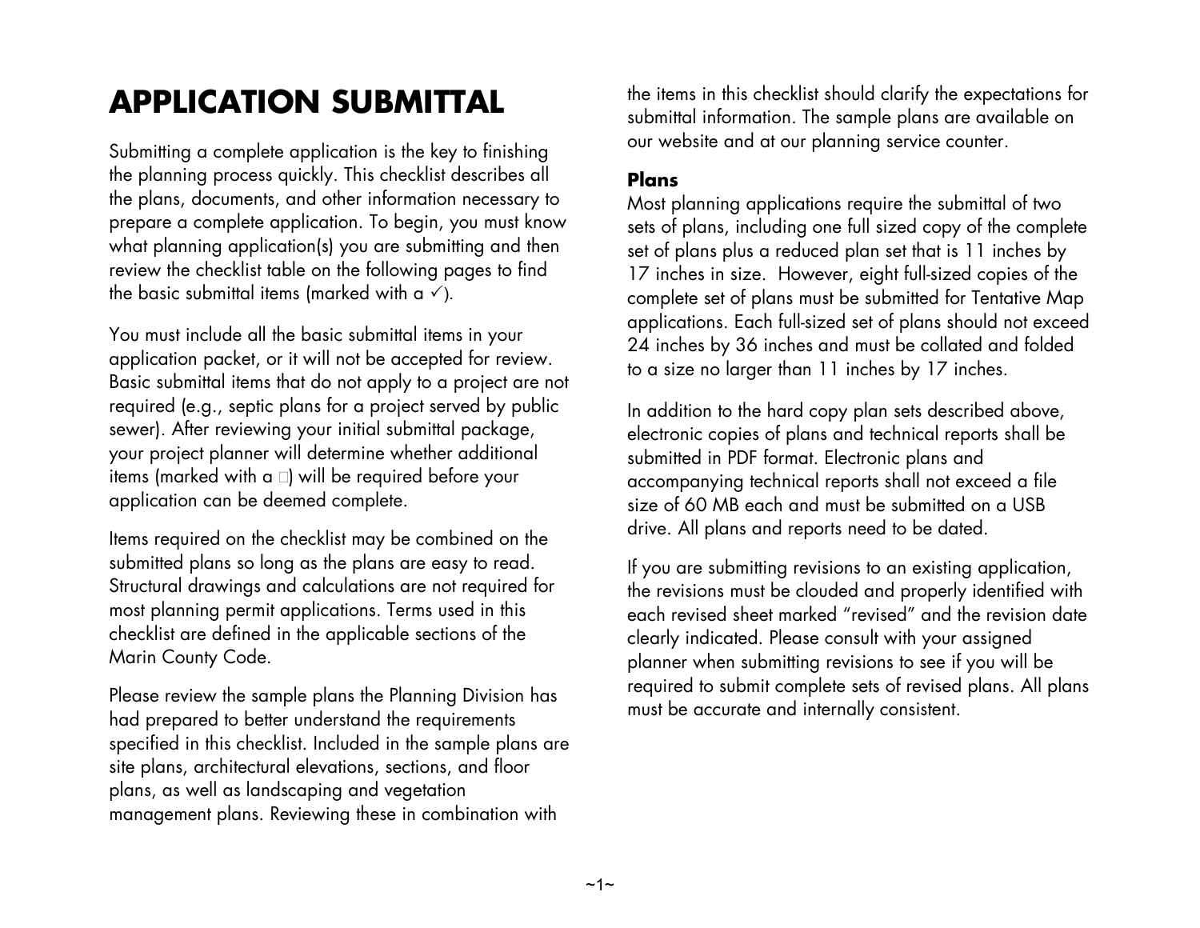# APPLICATION SUBMITTAL

Submitting a complete application is the key to finishing the planning process quickly. This checklist describes all the plans, documents, and other information necessary to prepare a complete application. To begin, you must know what planning application(s) you are submitting and then review the checklist table on the following pages to find the basic submittal items (marked with a ✓).

You must include all the basic submittal items in your application packet, or it will not be accepted for review. Basic submittal items that do not apply to a project are not required (e.g., septic plans for a project served by public sewer). After reviewing your initial submittal package, your project planner will determine whether additional items (marked with a □) will be required before your application can be deemed complete.

Items required on the checklist may be combined on the submitted plans so long as the plans are easy to read. Structural drawings and calculations are not required for most planning permit applications. Terms used in this checklist are defined in the applicable sections of the Marin County Code.

Please review the sample plans the Planning Division has had prepared to better understand the requirements specified in this checklist. Included in the sample plans are site plans, architectural elevations, sections, and floor plans, as well as landscaping and vegetation management plans. Reviewing these in combination with the items in this checklist should clarify the expectations for submittal information. The sample plans are available on our website and at our planning service counter.

### Plans

Most planning applications require the submittal of two sets of plans, including one full sized copy of the complete set of plans plus a reduced plan set that is 11 inches by 17 inches in size. However, eight full-sized copies of the complete set of plans must be submitted for Tentative Map applications. Each full-sized set of plans should not exceed 24 inches by 36 inches and must be collated and folded to a size no larger than 11 inches by 17 inches.

In addition to the hard copy plan sets described above, electronic copies of plans and technical reports shall be submitted in PDF format. Electronic plans and accompanying technical reports shall not exceed a file size of 60 MB each and must be submitted on a USB drive. All plans and reports need to be dated.

If you are submitting revisions to an existing application, the revisions must be clouded and properly identified with each revised sheet marked "revised" and the revision date clearly indicated. Please consult with your assigned planner when submitting revisions to see if you will be required to submit complete sets of revised plans. All plans must be accurate and internally consistent.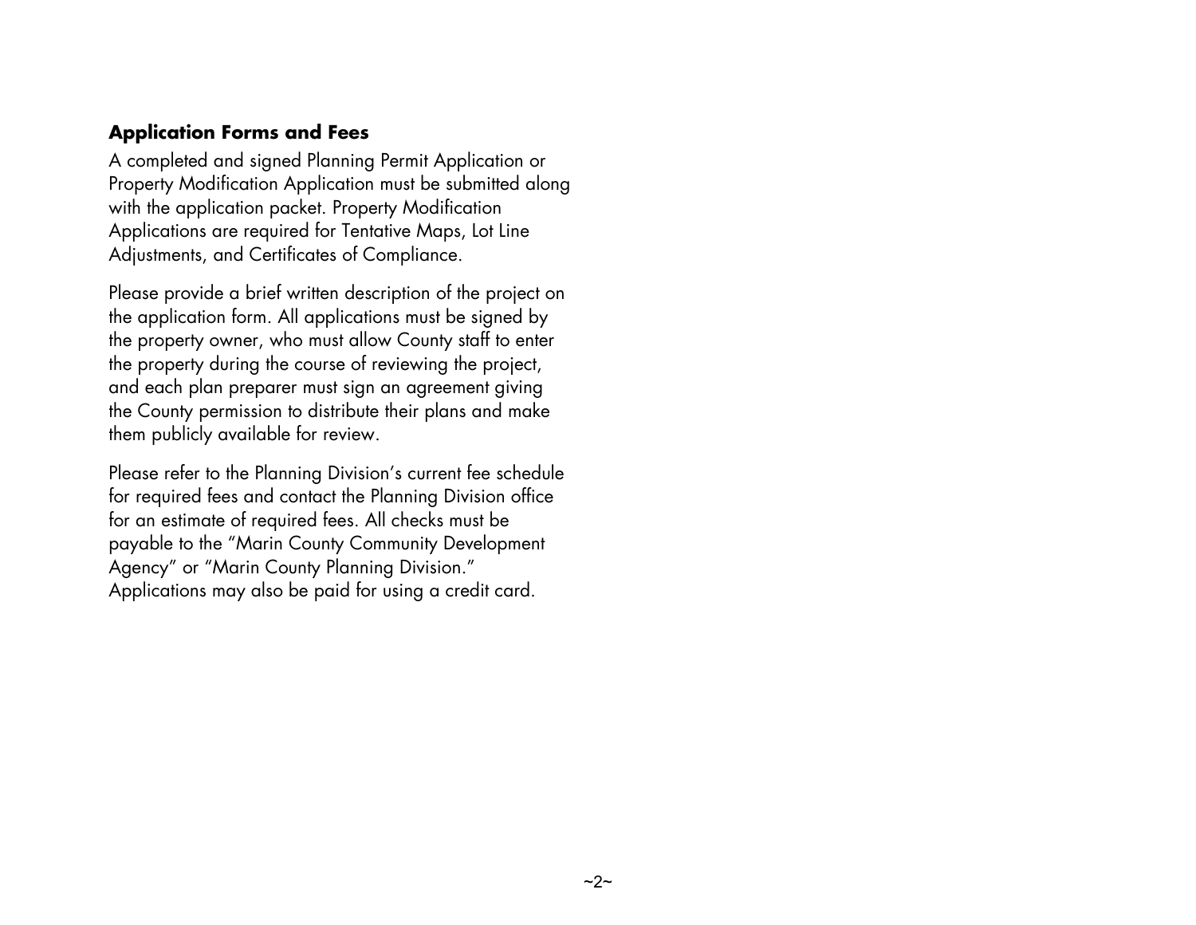## Application Forms and Fees

A completed and signed Planning Permit Application or Property Modification Application must be submitted along with the application packet. Property Modification Applications are required for Tentative Maps, Lot Line Adjustments, and Certificates of Compliance.

Please provide a brief written description of the project on the application form. All applications must be signed by the property owner, who must allow County staff to enter the property during the course of reviewing the project, and each plan preparer must sign an agreement giving the County permission to distribute their plans and make them publicly available for review.

Please refer to the Planning Division's current fee schedule for required fees and contact the Planning Division office for an estimate of required fees. All checks must be payable to the "Marin County Community Development Agency" or "Marin County Planning Division." Applications may also be paid for using a credit card.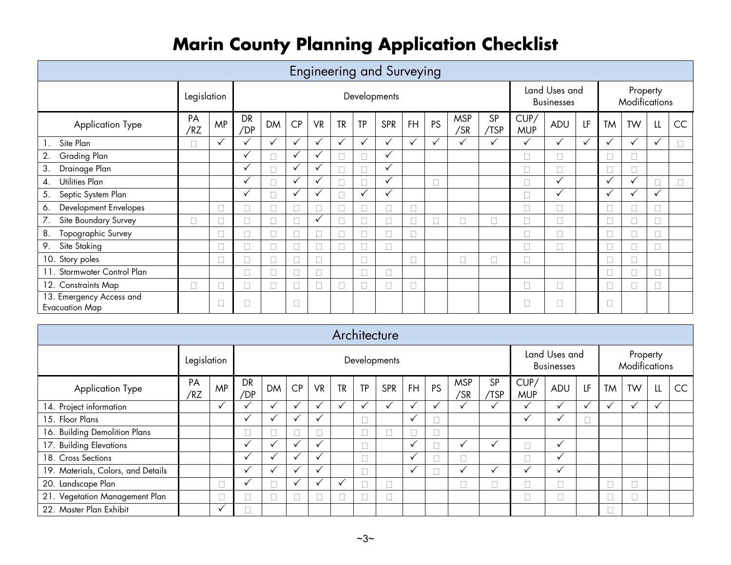# Marin County Planning Application Checklist

## Engineering and Surveying

| | Legislation | | Developments | | | | | | | | | | | Land Uses and Businesses | | | Property Modifications | | | |
|---|---|---|---|---|---|---|---|---|---|---|---|---|---|---|---|---|---|---|---|---|
| Application Type | PA /RZ | MP | DR /DP | DM | CP | VR | TR | TP | SPR | FH | PS | MSP /SR | SP /TSP | CUP/ MUP | ADU | LF | TM | TW | LL | CC |
| 1. Site Plan | □ | ✓ | ✓ | ✓ | ✓ | ✓ | ✓ | ✓ | ✓ | ✓ | ✓ | ✓ | ✓ | ✓ | ✓ | ✓ | ✓ | ✓ | ✓ | □ |
| 2. Grading Plan | | | ✓ | □ | ✓ | ✓ | □ | □ | ✓ | | | | | □ | □ | | □ | □ | | |
| 3. Drainage Plan | | | ✓ | □ | ✓ | ✓ | □ | □ | ✓ | | | | | □ | □ | | □ | □ | | |
| 4. Utilities Plan | | | ✓ | □ | ✓ | ✓ | □ | □ | ✓ | | □ | | | □ | ✓ | | ✓ | ✓ | □ | □ |
| 5. Septic System Plan | | | ✓ | □ | ✓ | ✓ | □ | ✓ | ✓ | | | | | □ | ✓ | | ✓ | ✓ | ✓ | |
| 6. Development Envelopes | | □ | □ | □ | □ | □ | □ | □ | □ | □ | | | | □ | □ | | □ | □ | □ | |
| 7. Site Boundary Survey | □ | □ | □ | □ | □ | ✓ | □ | □ | □ | □ | □ | □ | □ | □ | □ | | □ | □ | □ | |
| 8. Topographic Survey | | □ | □ | □ | □ | □ | □ | □ | □ | □ | | | | □ | □ | | □ | □ | □ | |
| 9. Site Staking | | □ | □ | □ | □ | □ | □ | □ | □ | | | | | □ | □ | | □ | □ | □ | |
| 10. Story poles | | □ | □ | □ | □ | □ | | □ | | □ | | □ | □ | □ | | | □ | □ | | |
| 11. Stormwater Control Plan | | | □ | □ | □ | □ | | □ | □ | | | | | | | | □ | □ | □ | |
| 12. Constraints Map | □ | □ | □ | □ | □ | □ | □ | □ | □ | □ | | | | □ | □ | | □ | □ | □ | |
| 13. Emergency Access and Evacuation Map | | □ | □ | | □ | | | | | | | | | □ | □ | | □ | | | |

## Architecture

| | Legislation | | Developments | | | | | | | | | | | Land Uses and Businesses | | | Property Modifications | | | |
|---|---|---|---|---|---|---|---|---|---|---|---|---|---|---|---|---|---|---|---|---|
| Application Type | PA /RZ | MP | DR /DP | DM | CP | VR | TR | TP | SPR | FH | PS | MSP /SR | SP /TSP | CUP/ MUP | ADU | LF | TM | TW | LL | CC |
| 14. Project information | | ✓ | ✓ | ✓ | ✓ | ✓ | ✓ | ✓ | ✓ | ✓ | ✓ | ✓ | ✓ | ✓ | ✓ | ✓ | ✓ | ✓ | ✓ | |
| 15. Floor Plans | | | ✓ | ✓ | ✓ | ✓ | | □ | | ✓ | □ | | | ✓ | ✓ | □ | | | | |
| 16. Building Demolition Plans | | | □ | □ | □ | □ | | □ | □ | □ | □ | | | | | | | | | |
| 17. Building Elevations | | | ✓ | ✓ | ✓ | ✓ | | □ | | ✓ | □ | ✓ | ✓ | □ | ✓ | | | | | |
| 18. Cross Sections | | | ✓ | ✓ | ✓ | ✓ | | □ | | ✓ | □ | □ | | □ | ✓ | | | | | |
| 19. Materials, Colors, and Details | | | ✓ | ✓ | ✓ | ✓ | | □ | | ✓ | □ | ✓ | ✓ | ✓ | ✓ | | | | | |
| 20. Landscape Plan | | □ | ✓ | □ | ✓ | ✓ | ✓ | □ | □ | | | □ | □ | □ | □ | | □ | □ | | |
| 21. Vegetation Management Plan | | □ | □ | □ | □ | □ | □ | □ | □ | | | | | □ | □ | | □ | □ | | |
| 22. Master Plan Exhibit | | ✓ | □ | | | | | | | | | | | | | | □ | | | |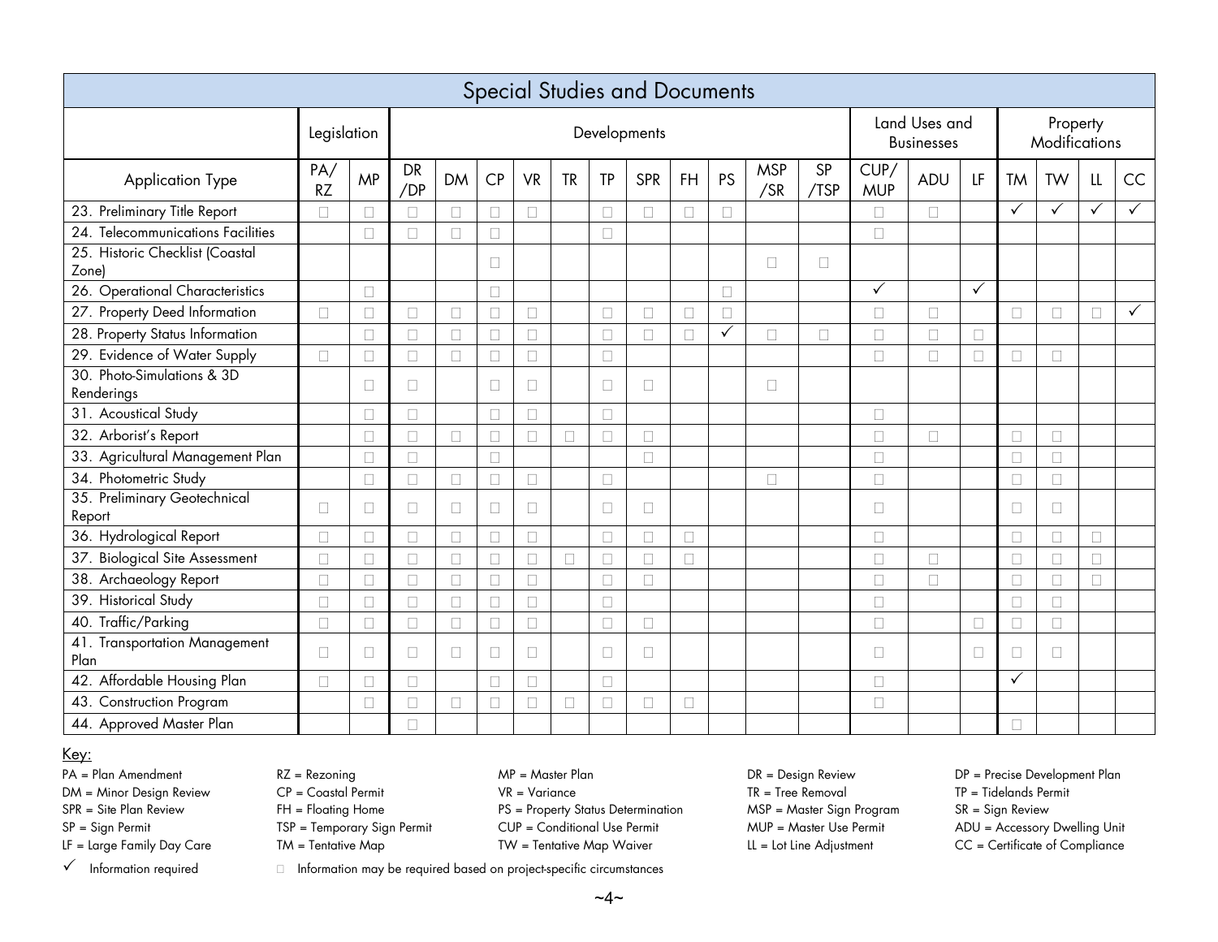## Special Studies and Documents

| Application Type | Legislation | | Developments | | | | | | | | | | | Land Uses and Businesses | | | Property Modifications | | | |
|---|---|---|---|---|---|---|---|---|---|---|---|---|---|---|---|---|---|---|---|---|
| | PA/ RZ | MP | DR /DP | DM | CP | VR | TR | TP | SPR | FH | PS | MSP /SR | SP /TSP | CUP/ MUP | ADU | LF | TM | TW | LL | CC |
| 23. Preliminary Title Report | □ | □ | □ | □ | □ | □ | | □ | □ | □ | □ | | | □ | □ | | ✓ | ✓ | ✓ | ✓ |
| 24. Telecommunications Facilities | | □ | □ | □ | □ | | | □ | | | | | | □ | | | | | | |
| 25. Historic Checklist (Coastal Zone) | | | | | □ | | | | | | | □ | □ | | | | | | | |
| 26. Operational Characteristics | | □ | | | □ | | | | | | □ | | | ✓ | | ✓ | | | | |
| 27. Property Deed Information | □ | □ | □ | □ | □ | □ | | □ | □ | □ | □ | | | □ | □ | | □ | □ | □ | ✓ |
| 28. Property Status Information | | □ | □ | □ | □ | □ | | □ | □ | □ | ✓ | □ | □ | □ | □ | □ | | | | |
| 29. Evidence of Water Supply | □ | □ | □ | □ | □ | □ | | □ | | | | | | □ | □ | □ | □ | □ | | |
| 30. Photo-Simulations & 3D Renderings | | □ | □ | | □ | □ | | □ | □ | | | □ | | | | | | | | |
| 31. Acoustical Study | | □ | □ | | □ | □ | | □ | | | | | | □ | | | | | | |
| 32. Arborist's Report | | □ | □ | □ | □ | □ | □ | □ | □ | | | | | □ | □ | | □ | □ | | |
| 33. Agricultural Management Plan | | □ | □ | | □ | | | | □ | | | | | □ | | | □ | □ | | |
| 34. Photometric Study | | □ | □ | □ | □ | □ | | □ | | | | □ | | □ | | | □ | □ | | |
| 35. Preliminary Geotechnical Report | □ | □ | □ | □ | □ | □ | | □ | □ | | | | | □ | | | □ | □ | | |
| 36. Hydrological Report | □ | □ | □ | □ | □ | □ | | □ | □ | □ | | | | □ | | | □ | □ | □ | |
| 37. Biological Site Assessment | □ | □ | □ | □ | □ | □ | □ | □ | □ | □ | | | | □ | □ | | □ | □ | □ | |
| 38. Archaeology Report | □ | □ | □ | □ | □ | □ | | □ | □ | | | | | □ | □ | | □ | □ | □ | |
| 39. Historical Study | □ | □ | □ | □ | □ | □ | | □ | | | | | | □ | | | □ | □ | | |
| 40. Traffic/Parking | □ | □ | □ | □ | □ | □ | | □ | □ | | | | | □ | | □ | □ | □ | | |
| 41. Transportation Management Plan | □ | □ | □ | □ | □ | □ | | □ | □ | | | | | □ | | □ | □ | □ | | |
| 42. Affordable Housing Plan | □ | □ | □ | | □ | □ | | □ | | | | | | □ | | | ✓ | | | |
| 43. Construction Program | | □ | □ | □ | □ | □ | □ | □ | □ | □ | | | | □ | | | | | | |
| 44. Approved Master Plan | | | □ | | | | | | | | | | | | | | □ | | | |

Key:

PA = Plan Amendment
RZ = Rezoning
MP = Master Plan
DR = Design Review
DP = Precise Development Plan
DM = Minor Design Review
CP = Coastal Permit
VR = Variance
TR = Tree Removal
TP = Tidelands Permit
SPR = Site Plan Review
FH = Floating Home
PS = Property Status Determination
MSP = Master Sign Program
SR = Sign Review
SP = Sign Permit
TSP = Temporary Sign Permit
CUP = Conditional Use Permit
MUP = Master Use Permit
ADU = Accessory Dwelling Unit
LF = Large Family Day Care
TM = Tentative Map
TW = Tentative Map Waiver
LL = Lot Line Adjustment
CC = Certificate of Compliance

✓ Information required

□ Information may be required based on project-specific circumstances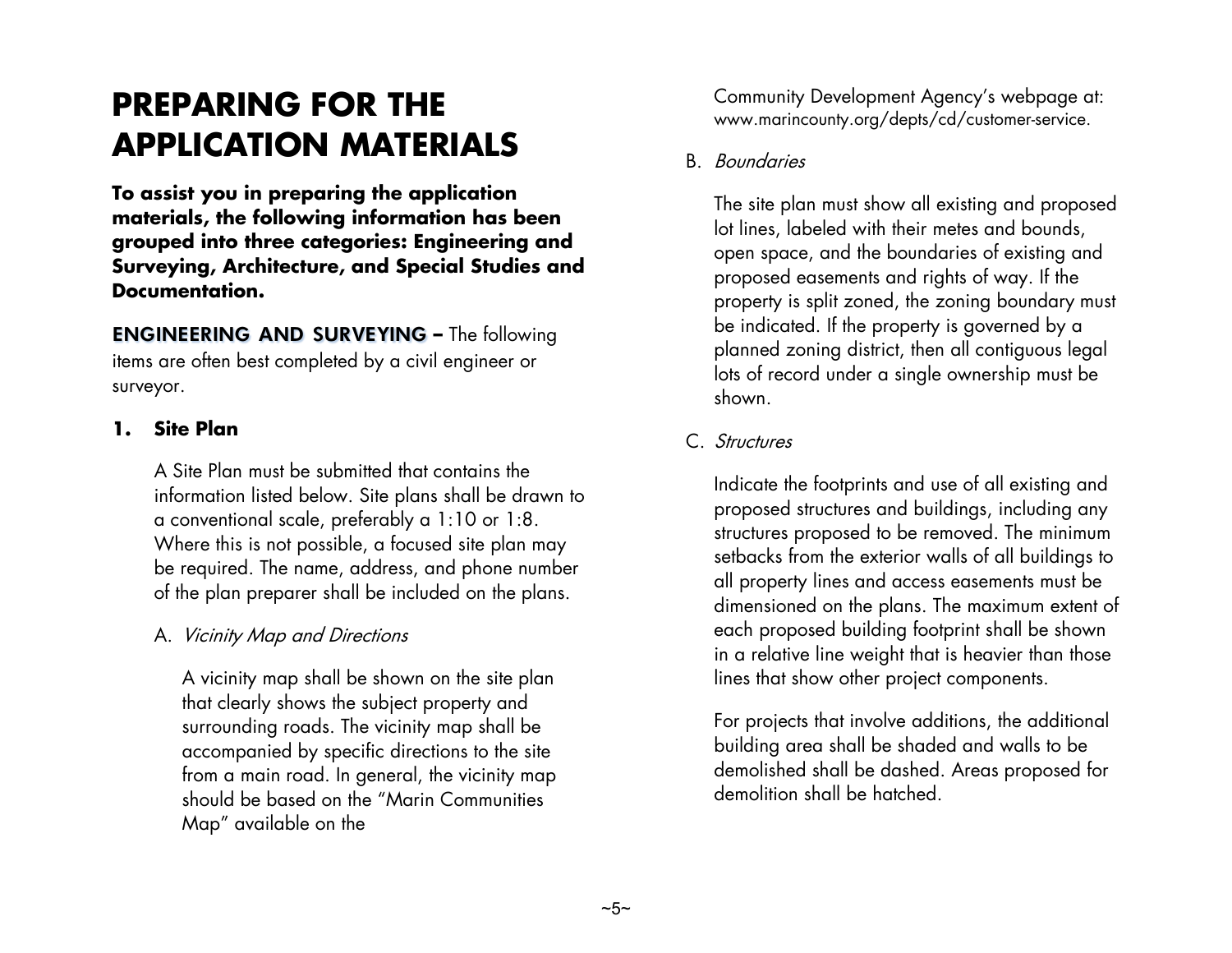# PREPARING FOR THE APPLICATION MATERIALS

**To assist you in preparing the application materials, the following information has been grouped into three categories: Engineering and Surveying, Architecture, and Special Studies and Documentation.**

**ENGINEERING AND SURVEYING –** The following items are often best completed by a civil engineer or surveyor.

### 1. Site Plan

A Site Plan must be submitted that contains the information listed below. Site plans shall be drawn to a conventional scale, preferably a 1:10 or 1:8. Where this is not possible, a focused site plan may be required. The name, address, and phone number of the plan preparer shall be included on the plans.

A. *Vicinity Map and Directions*

A vicinity map shall be shown on the site plan that clearly shows the subject property and surrounding roads. The vicinity map shall be accompanied by specific directions to the site from a main road. In general, the vicinity map should be based on the "Marin Communities Map" available on the Community Development Agency's webpage at: www.marincounty.org/depts/cd/customer-service.

B. *Boundaries*

The site plan must show all existing and proposed lot lines, labeled with their metes and bounds, open space, and the boundaries of existing and proposed easements and rights of way. If the property is split zoned, the zoning boundary must be indicated. If the property is governed by a planned zoning district, then all contiguous legal lots of record under a single ownership must be shown.

C. *Structures*

Indicate the footprints and use of all existing and proposed structures and buildings, including any structures proposed to be removed. The minimum setbacks from the exterior walls of all buildings to all property lines and access easements must be dimensioned on the plans. The maximum extent of each proposed building footprint shall be shown in a relative line weight that is heavier than those lines that show other project components.

For projects that involve additions, the additional building area shall be shaded and walls to be demolished shall be dashed. Areas proposed for demolition shall be hatched.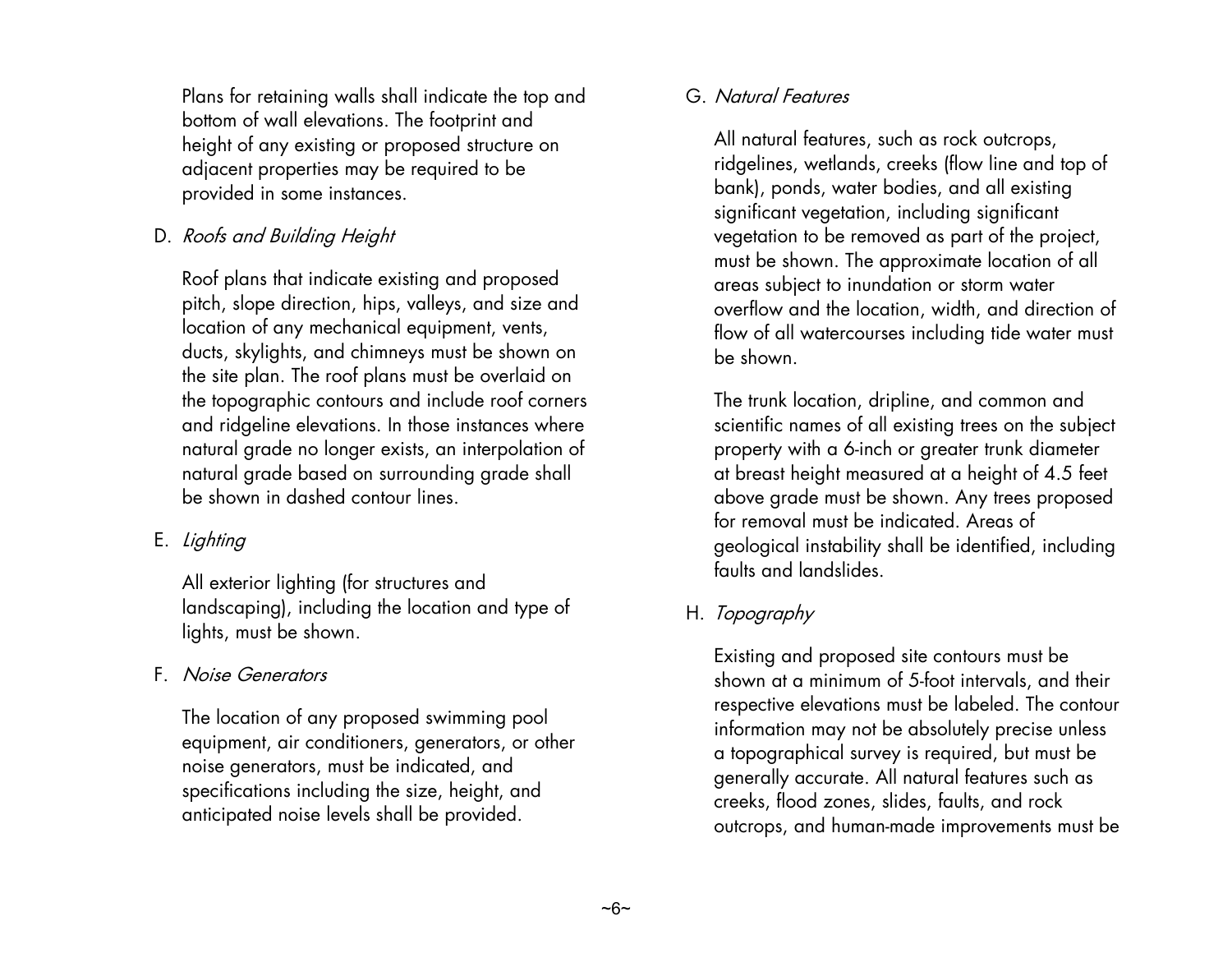Plans for retaining walls shall indicate the top and bottom of wall elevations. The footprint and height of any existing or proposed structure on adjacent properties may be required to be provided in some instances.

D. *Roofs and Building Height*

Roof plans that indicate existing and proposed pitch, slope direction, hips, valleys, and size and location of any mechanical equipment, vents, ducts, skylights, and chimneys must be shown on the site plan. The roof plans must be overlaid on the topographic contours and include roof corners and ridgeline elevations. In those instances where natural grade no longer exists, an interpolation of natural grade based on surrounding grade shall be shown in dashed contour lines.

E. *Lighting*

All exterior lighting (for structures and landscaping), including the location and type of lights, must be shown.

F. *Noise Generators*

The location of any proposed swimming pool equipment, air conditioners, generators, or other noise generators, must be indicated, and specifications including the size, height, and anticipated noise levels shall be provided.

G. *Natural Features*

All natural features, such as rock outcrops, ridgelines, wetlands, creeks (flow line and top of bank), ponds, water bodies, and all existing significant vegetation, including significant vegetation to be removed as part of the project, must be shown. The approximate location of all areas subject to inundation or storm water overflow and the location, width, and direction of flow of all watercourses including tide water must be shown.

The trunk location, dripline, and common and scientific names of all existing trees on the subject property with a 6-inch or greater trunk diameter at breast height measured at a height of 4.5 feet above grade must be shown. Any trees proposed for removal must be indicated. Areas of geological instability shall be identified, including faults and landslides.

H. *Topography*

Existing and proposed site contours must be shown at a minimum of 5-foot intervals, and their respective elevations must be labeled. The contour information may not be absolutely precise unless a topographical survey is required, but must be generally accurate. All natural features such as creeks, flood zones, slides, faults, and rock outcrops, and human-made improvements must be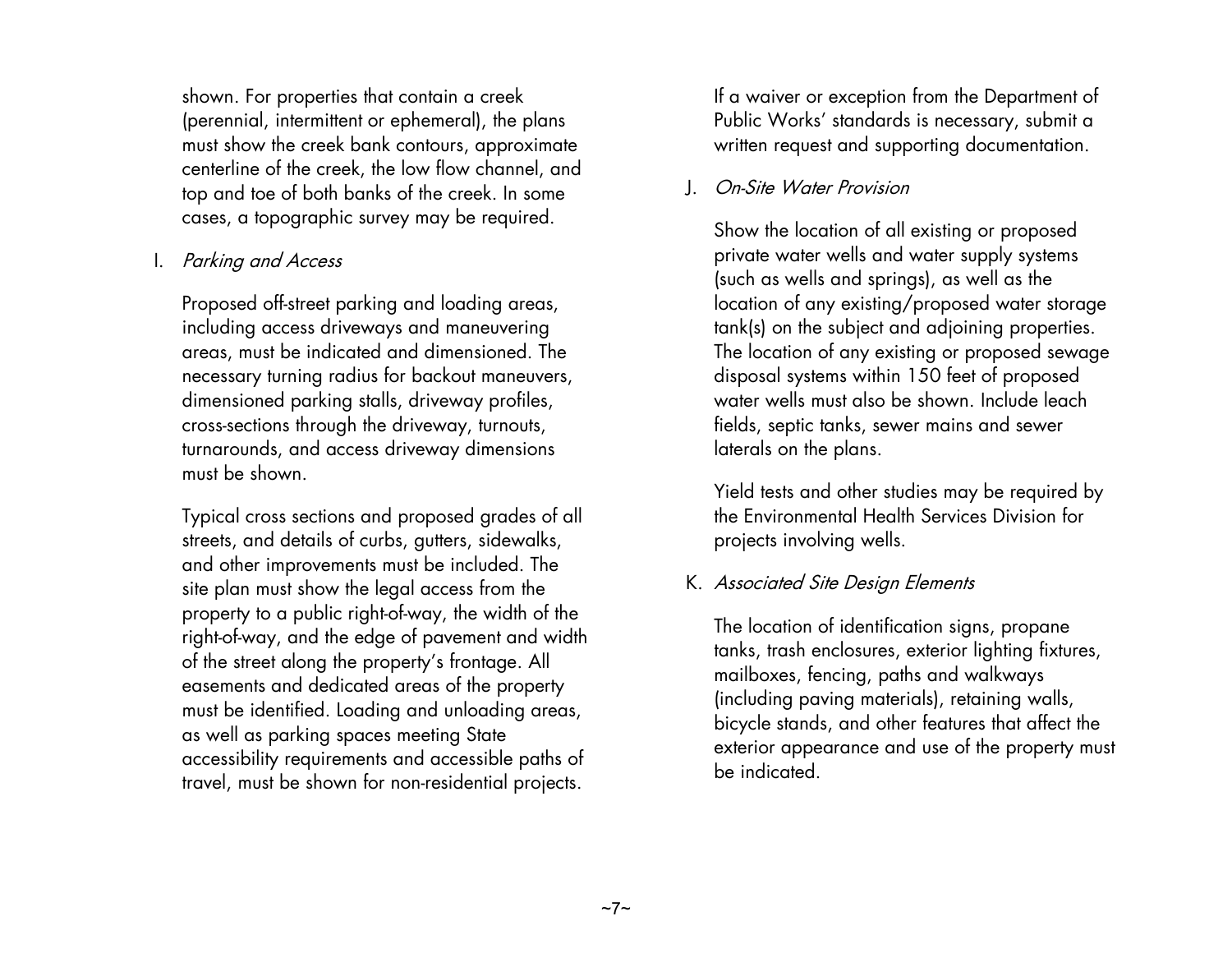shown. For properties that contain a creek (perennial, intermittent or ephemeral), the plans must show the creek bank contours, approximate centerline of the creek, the low flow channel, and top and toe of both banks of the creek. In some cases, a topographic survey may be required.

I. *Parking and Access*

Proposed off-street parking and loading areas, including access driveways and maneuvering areas, must be indicated and dimensioned. The necessary turning radius for backout maneuvers, dimensioned parking stalls, driveway profiles, cross-sections through the driveway, turnouts, turnarounds, and access driveway dimensions must be shown.

Typical cross sections and proposed grades of all streets, and details of curbs, gutters, sidewalks, and other improvements must be included. The site plan must show the legal access from the property to a public right-of-way, the width of the right-of-way, and the edge of pavement and width of the street along the property's frontage. All easements and dedicated areas of the property must be identified. Loading and unloading areas, as well as parking spaces meeting State accessibility requirements and accessible paths of travel, must be shown for non-residential projects.

If a waiver or exception from the Department of Public Works' standards is necessary, submit a written request and supporting documentation.

J. *On-Site Water Provision*

Show the location of all existing or proposed private water wells and water supply systems (such as wells and springs), as well as the location of any existing/proposed water storage tank(s) on the subject and adjoining properties. The location of any existing or proposed sewage disposal systems within 150 feet of proposed water wells must also be shown. Include leach fields, septic tanks, sewer mains and sewer laterals on the plans.

Yield tests and other studies may be required by the Environmental Health Services Division for projects involving wells.

K. *Associated Site Design Elements*

The location of identification signs, propane tanks, trash enclosures, exterior lighting fixtures, mailboxes, fencing, paths and walkways (including paving materials), retaining walls, bicycle stands, and other features that affect the exterior appearance and use of the property must be indicated.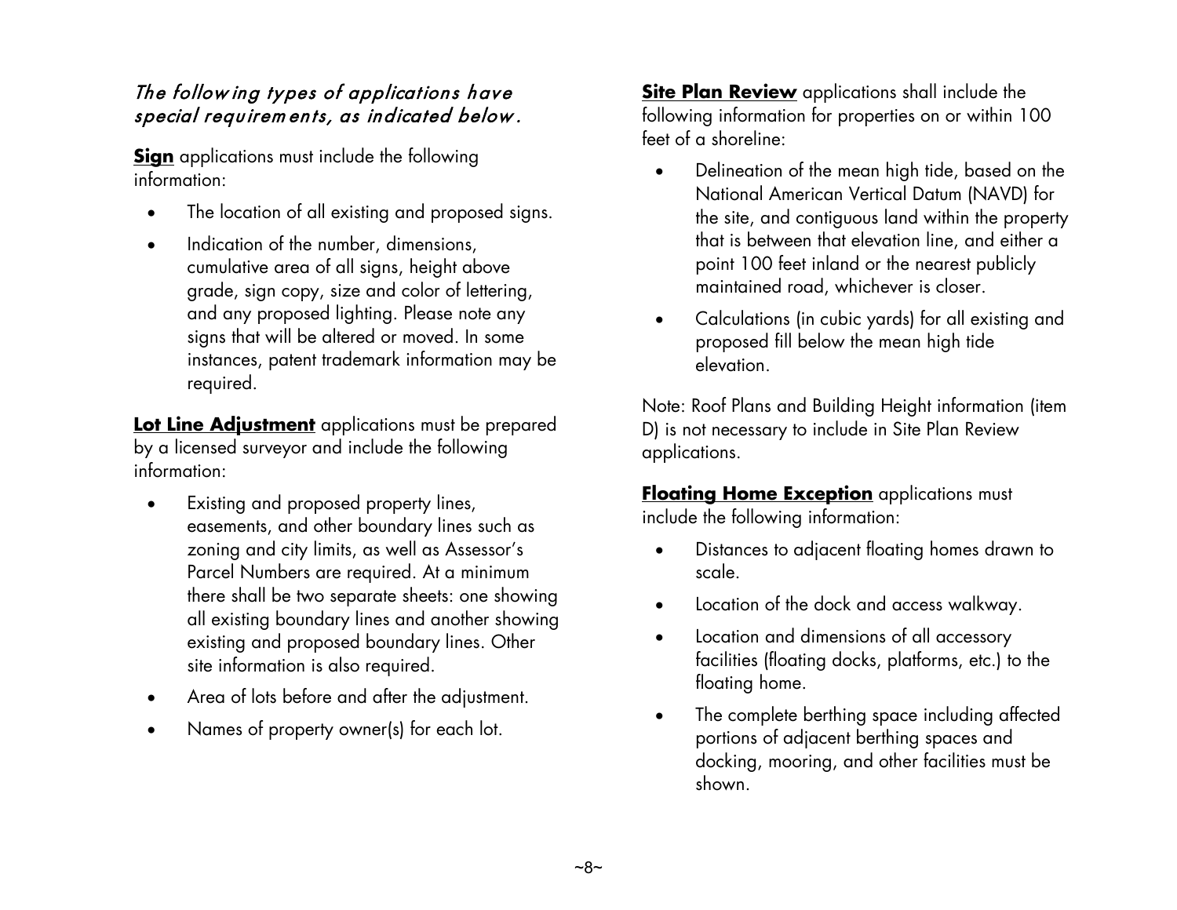*The following types of applications have special requirements, as indicated below.*

**Sign** applications must include the following information:

- The location of all existing and proposed signs.
- Indication of the number, dimensions, cumulative area of all signs, height above grade, sign copy, size and color of lettering, and any proposed lighting. Please note any signs that will be altered or moved. In some instances, patent trademark information may be required.

**Lot Line Adjustment** applications must be prepared by a licensed surveyor and include the following information:

- Existing and proposed property lines, easements, and other boundary lines such as zoning and city limits, as well as Assessor's Parcel Numbers are required. At a minimum there shall be two separate sheets: one showing all existing boundary lines and another showing existing and proposed boundary lines. Other site information is also required.
- Area of lots before and after the adjustment.
- Names of property owner(s) for each lot.

**Site Plan Review** applications shall include the following information for properties on or within 100 feet of a shoreline:

- Delineation of the mean high tide, based on the National American Vertical Datum (NAVD) for the site, and contiguous land within the property that is between that elevation line, and either a point 100 feet inland or the nearest publicly maintained road, whichever is closer.
- Calculations (in cubic yards) for all existing and proposed fill below the mean high tide elevation.

Note: Roof Plans and Building Height information (item D) is not necessary to include in Site Plan Review applications.

**Floating Home Exception** applications must include the following information:

- Distances to adjacent floating homes drawn to scale.
- Location of the dock and access walkway.
- Location and dimensions of all accessory facilities (floating docks, platforms, etc.) to the floating home.
- The complete berthing space including affected portions of adjacent berthing spaces and docking, mooring, and other facilities must be shown.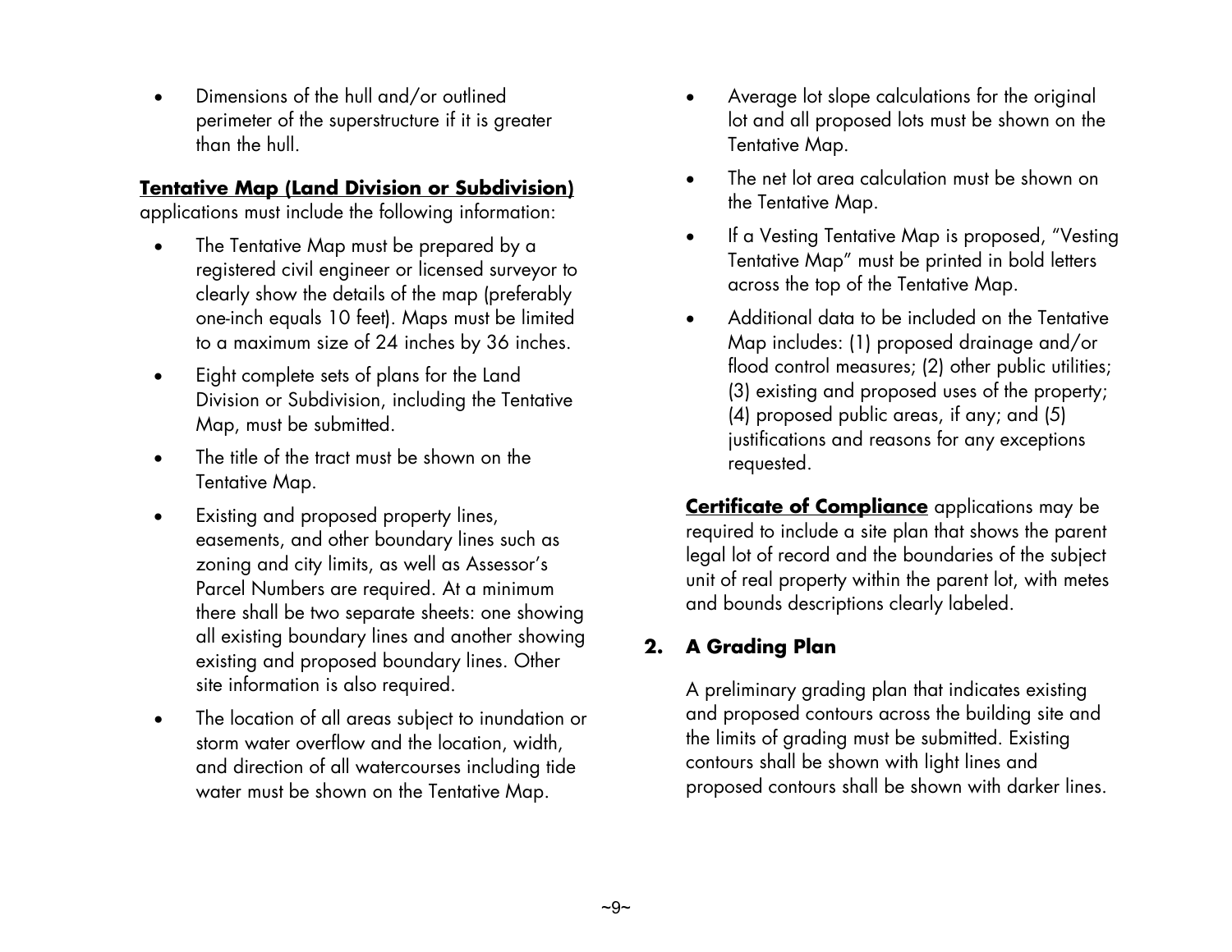- Dimensions of the hull and/or outlined perimeter of the superstructure if it is greater than the hull.

**Tentative Map (Land Division or Subdivision)** applications must include the following information:

- The Tentative Map must be prepared by a registered civil engineer or licensed surveyor to clearly show the details of the map (preferably one-inch equals 10 feet). Maps must be limited to a maximum size of 24 inches by 36 inches.
- Eight complete sets of plans for the Land Division or Subdivision, including the Tentative Map, must be submitted.
- The title of the tract must be shown on the Tentative Map.
- Existing and proposed property lines, easements, and other boundary lines such as zoning and city limits, as well as Assessor's Parcel Numbers are required. At a minimum there shall be two separate sheets: one showing all existing boundary lines and another showing existing and proposed boundary lines. Other site information is also required.
- The location of all areas subject to inundation or storm water overflow and the location, width, and direction of all watercourses including tide water must be shown on the Tentative Map.
- Average lot slope calculations for the original lot and all proposed lots must be shown on the Tentative Map.
- The net lot area calculation must be shown on the Tentative Map.
- If a Vesting Tentative Map is proposed, "Vesting Tentative Map" must be printed in bold letters across the top of the Tentative Map.
- Additional data to be included on the Tentative Map includes: (1) proposed drainage and/or flood control measures; (2) other public utilities; (3) existing and proposed uses of the property; (4) proposed public areas, if any; and (5) justifications and reasons for any exceptions requested.

**Certificate of Compliance** applications may be required to include a site plan that shows the parent legal lot of record and the boundaries of the subject unit of real property within the parent lot, with metes and bounds descriptions clearly labeled.

## 2. A Grading Plan

A preliminary grading plan that indicates existing and proposed contours across the building site and the limits of grading must be submitted. Existing contours shall be shown with light lines and proposed contours shall be shown with darker lines.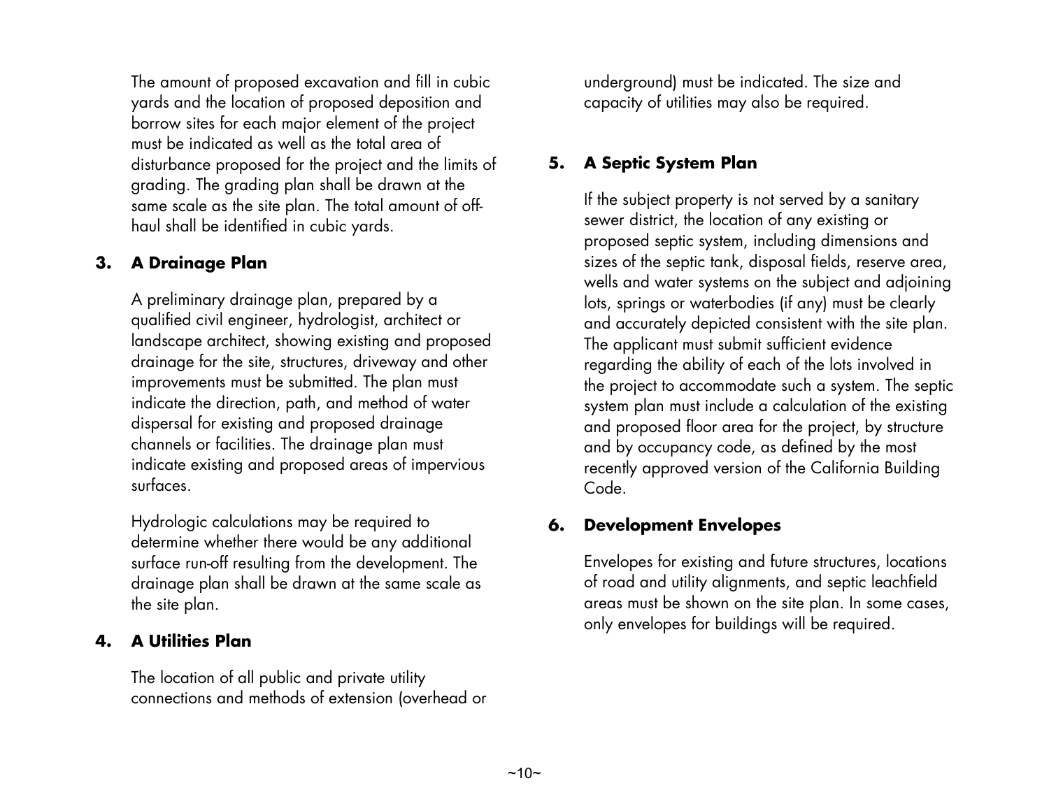The amount of proposed excavation and fill in cubic yards and the location of proposed deposition and borrow sites for each major element of the project must be indicated as well as the total area of disturbance proposed for the project and the limits of grading. The grading plan shall be drawn at the same scale as the site plan. The total amount of off-haul shall be identified in cubic yards.

### 3. A Drainage Plan

A preliminary drainage plan, prepared by a qualified civil engineer, hydrologist, architect or landscape architect, showing existing and proposed drainage for the site, structures, driveway and other improvements must be submitted. The plan must indicate the direction, path, and method of water dispersal for existing and proposed drainage channels or facilities. The drainage plan must indicate existing and proposed areas of impervious surfaces.

Hydrologic calculations may be required to determine whether there would be any additional surface run-off resulting from the development. The drainage plan shall be drawn at the same scale as the site plan.

### 4. A Utilities Plan

The location of all public and private utility connections and methods of extension (overhead or underground) must be indicated. The size and capacity of utilities may also be required.

### 5. A Septic System Plan

If the subject property is not served by a sanitary sewer district, the location of any existing or proposed septic system, including dimensions and sizes of the septic tank, disposal fields, reserve area, wells and water systems on the subject and adjoining lots, springs or waterbodies (if any) must be clearly and accurately depicted consistent with the site plan. The applicant must submit sufficient evidence regarding the ability of each of the lots involved in the project to accommodate such a system. The septic system plan must include a calculation of the existing and proposed floor area for the project, by structure and by occupancy code, as defined by the most recently approved version of the California Building Code.

### 6. Development Envelopes

Envelopes for existing and future structures, locations of road and utility alignments, and septic leachfield areas must be shown on the site plan. In some cases, only envelopes for buildings will be required.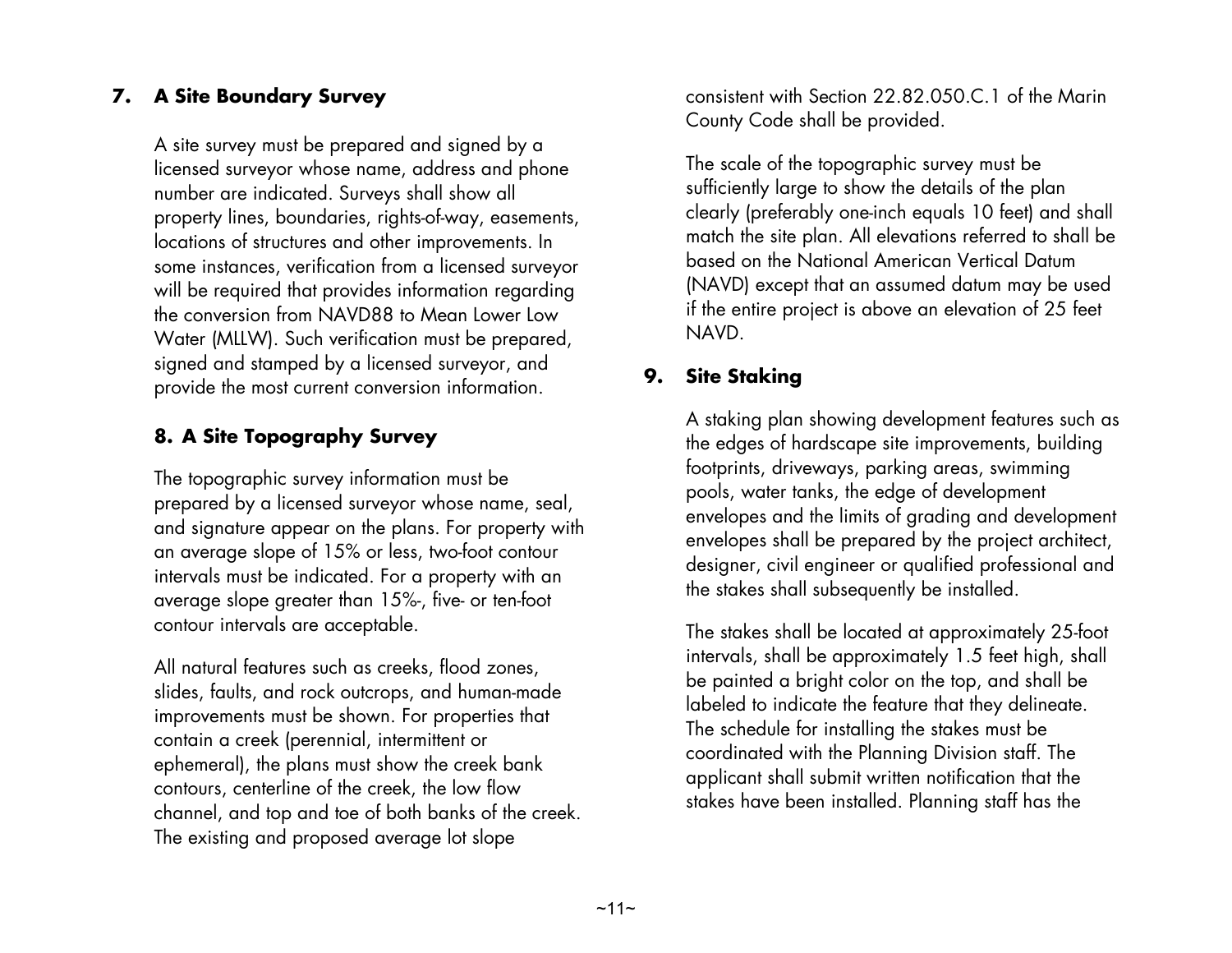## 7. A Site Boundary Survey

A site survey must be prepared and signed by a licensed surveyor whose name, address and phone number are indicated. Surveys shall show all property lines, boundaries, rights-of-way, easements, locations of structures and other improvements. In some instances, verification from a licensed surveyor will be required that provides information regarding the conversion from NAVD88 to Mean Lower Low Water (MLLW). Such verification must be prepared, signed and stamped by a licensed surveyor, and provide the most current conversion information.

## 8. A Site Topography Survey

The topographic survey information must be prepared by a licensed surveyor whose name, seal, and signature appear on the plans. For property with an average slope of 15% or less, two-foot contour intervals must be indicated. For a property with an average slope greater than 15%-, five- or ten-foot contour intervals are acceptable.

All natural features such as creeks, flood zones, slides, faults, and rock outcrops, and human-made improvements must be shown. For properties that contain a creek (perennial, intermittent or ephemeral), the plans must show the creek bank contours, centerline of the creek, the low flow channel, and top and toe of both banks of the creek. The existing and proposed average lot slope consistent with Section 22.82.050.C.1 of the Marin County Code shall be provided.

The scale of the topographic survey must be sufficiently large to show the details of the plan clearly (preferably one-inch equals 10 feet) and shall match the site plan. All elevations referred to shall be based on the National American Vertical Datum (NAVD) except that an assumed datum may be used if the entire project is above an elevation of 25 feet NAVD.

## 9. Site Staking

A staking plan showing development features such as the edges of hardscape site improvements, building footprints, driveways, parking areas, swimming pools, water tanks, the edge of development envelopes and the limits of grading and development envelopes shall be prepared by the project architect, designer, civil engineer or qualified professional and the stakes shall subsequently be installed.

The stakes shall be located at approximately 25-foot intervals, shall be approximately 1.5 feet high, shall be painted a bright color on the top, and shall be labeled to indicate the feature that they delineate. The schedule for installing the stakes must be coordinated with the Planning Division staff. The applicant shall submit written notification that the stakes have been installed. Planning staff has the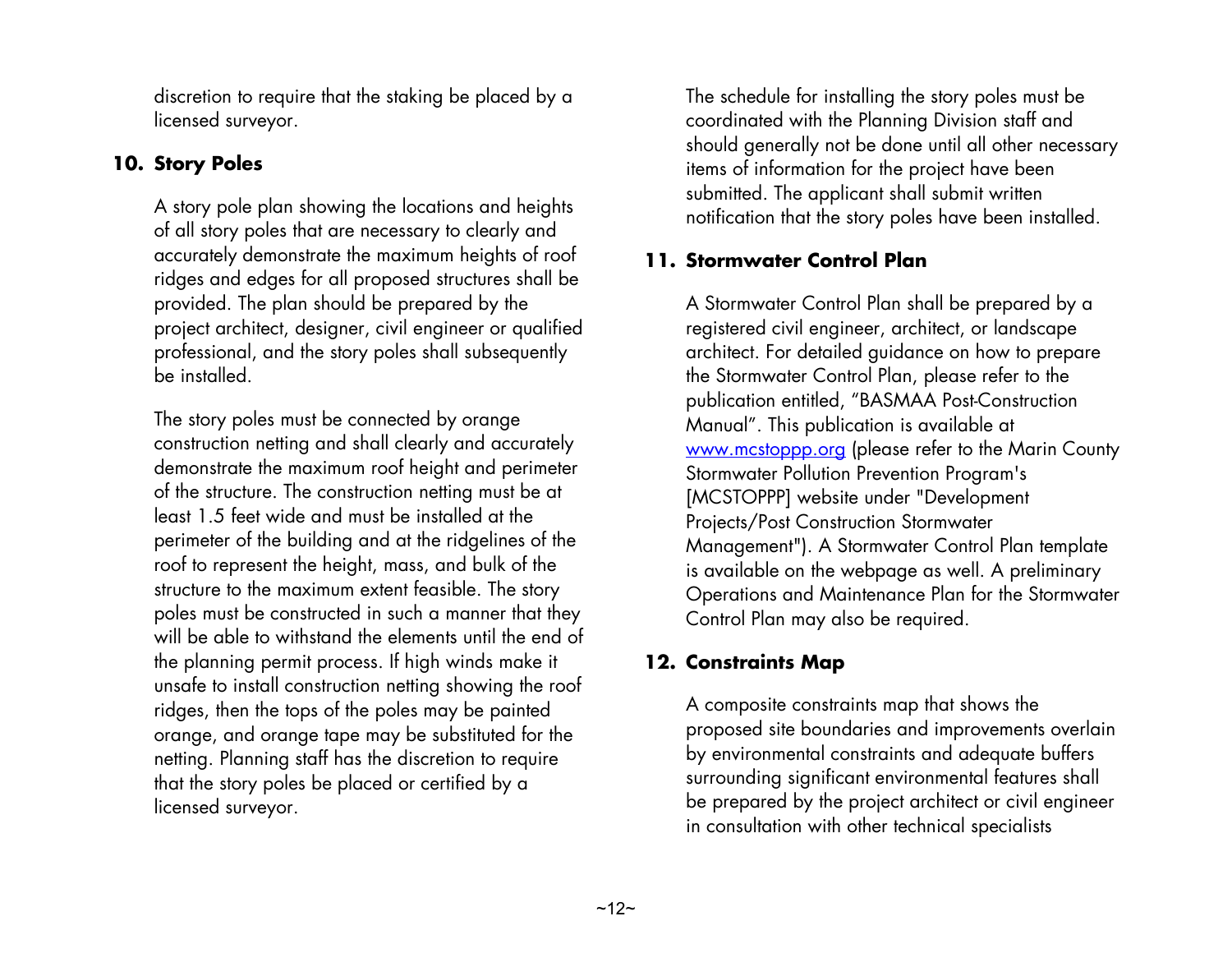discretion to require that the staking be placed by a licensed surveyor.

## 10. Story Poles

A story pole plan showing the locations and heights of all story poles that are necessary to clearly and accurately demonstrate the maximum heights of roof ridges and edges for all proposed structures shall be provided. The plan should be prepared by the project architect, designer, civil engineer or qualified professional, and the story poles shall subsequently be installed.

The story poles must be connected by orange construction netting and shall clearly and accurately demonstrate the maximum roof height and perimeter of the structure. The construction netting must be at least 1.5 feet wide and must be installed at the perimeter of the building and at the ridgelines of the roof to represent the height, mass, and bulk of the structure to the maximum extent feasible. The story poles must be constructed in such a manner that they will be able to withstand the elements until the end of the planning permit process. If high winds make it unsafe to install construction netting showing the roof ridges, then the tops of the poles may be painted orange, and orange tape may be substituted for the netting. Planning staff has the discretion to require that the story poles be placed or certified by a licensed surveyor.

The schedule for installing the story poles must be coordinated with the Planning Division staff and should generally not be done until all other necessary items of information for the project have been submitted. The applicant shall submit written notification that the story poles have been installed.

## 11. Stormwater Control Plan

A Stormwater Control Plan shall be prepared by a registered civil engineer, architect, or landscape architect. For detailed guidance on how to prepare the Stormwater Control Plan, please refer to the publication entitled, "BASMAA Post-Construction Manual". This publication is available at [www.mcstoppp.org](http://www.mcstoppp.org) (please refer to the Marin County Stormwater Pollution Prevention Program's [MCSTOPPP] website under "Development Projects/Post Construction Stormwater Management"). A Stormwater Control Plan template is available on the webpage as well. A preliminary Operations and Maintenance Plan for the Stormwater Control Plan may also be required.

## 12. Constraints Map

A composite constraints map that shows the proposed site boundaries and improvements overlain by environmental constraints and adequate buffers surrounding significant environmental features shall be prepared by the project architect or civil engineer in consultation with other technical specialists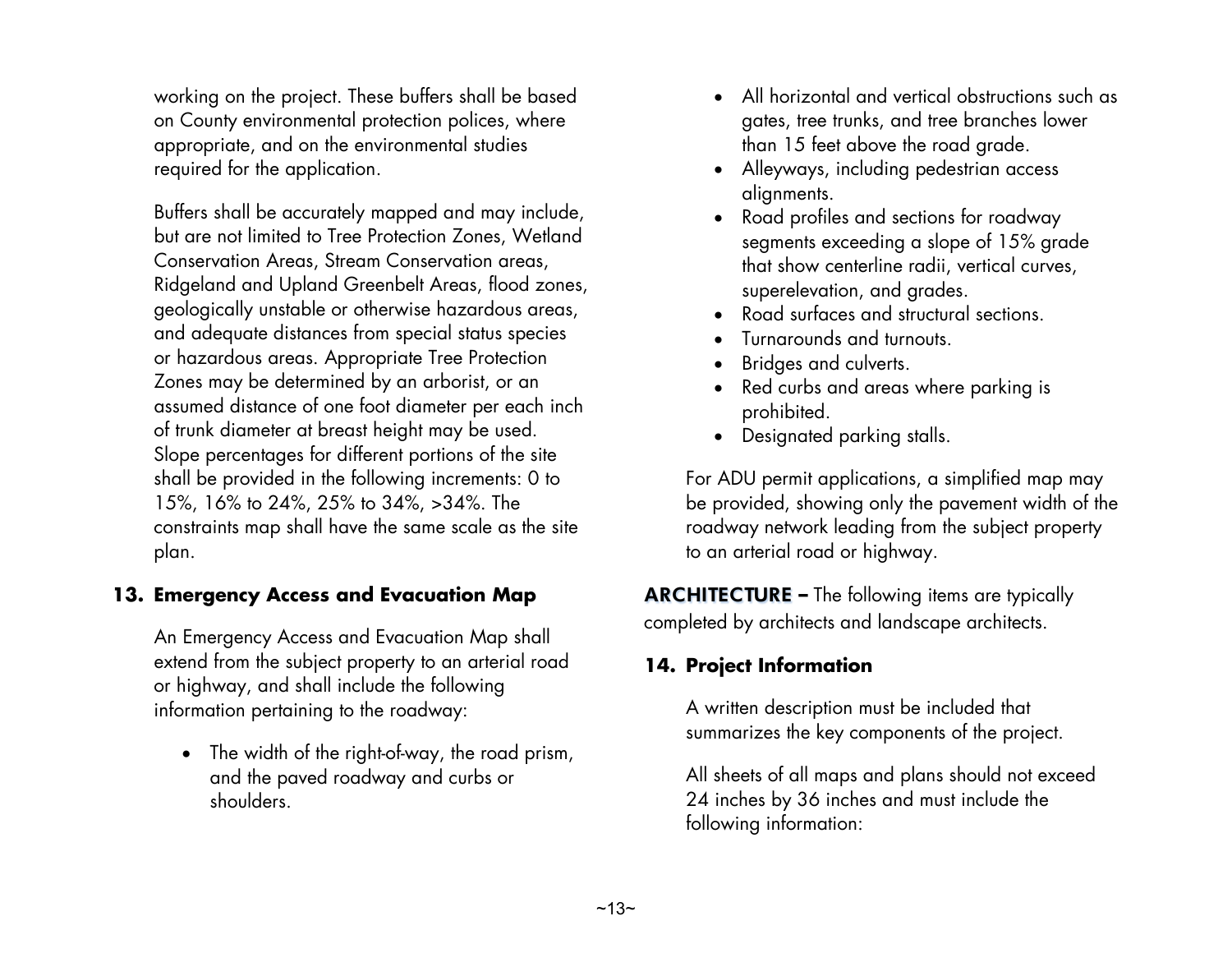working on the project. These buffers shall be based on County environmental protection polices, where appropriate, and on the environmental studies required for the application.

Buffers shall be accurately mapped and may include, but are not limited to Tree Protection Zones, Wetland Conservation Areas, Stream Conservation areas, Ridgeland and Upland Greenbelt Areas, flood zones, geologically unstable or otherwise hazardous areas, and adequate distances from special status species or hazardous areas. Appropriate Tree Protection Zones may be determined by an arborist, or an assumed distance of one foot diameter per each inch of trunk diameter at breast height may be used. Slope percentages for different portions of the site shall be provided in the following increments: 0 to 15%, 16% to 24%, 25% to 34%, >34%. The constraints map shall have the same scale as the site plan.

## 13. Emergency Access and Evacuation Map

An Emergency Access and Evacuation Map shall extend from the subject property to an arterial road or highway, and shall include the following information pertaining to the roadway:

- The width of the right-of-way, the road prism, and the paved roadway and curbs or shoulders.
- All horizontal and vertical obstructions such as gates, tree trunks, and tree branches lower than 15 feet above the road grade.
- Alleyways, including pedestrian access alignments.
- Road profiles and sections for roadway segments exceeding a slope of 15% grade that show centerline radii, vertical curves, superelevation, and grades.
- Road surfaces and structural sections.
- Turnarounds and turnouts.
- Bridges and culverts.
- Red curbs and areas where parking is prohibited.
- Designated parking stalls.

For ADU permit applications, a simplified map may be provided, showing only the pavement width of the roadway network leading from the subject property to an arterial road or highway.

**ARCHITECTURE –** The following items are typically completed by architects and landscape architects.

## 14. Project Information

A written description must be included that summarizes the key components of the project.

All sheets of all maps and plans should not exceed 24 inches by 36 inches and must include the following information: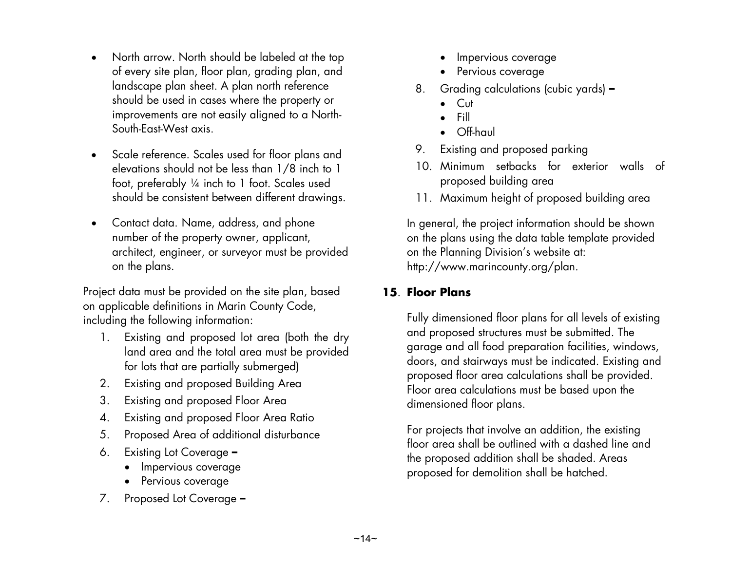- North arrow. North should be labeled at the top of every site plan, floor plan, grading plan, and landscape plan sheet. A plan north reference should be used in cases where the property or improvements are not easily aligned to a North-South-East-West axis.

- Scale reference. Scales used for floor plans and elevations should not be less than 1/8 inch to 1 foot, preferably ¼ inch to 1 foot. Scales used should be consistent between different drawings.

- Contact data. Name, address, and phone number of the property owner, applicant, architect, engineer, or surveyor must be provided on the plans.

Project data must be provided on the site plan, based on applicable definitions in Marin County Code, including the following information:

1. Existing and proposed lot area (both the dry land area and the total area must be provided for lots that are partially submerged)
2. Existing and proposed Building Area
3. Existing and proposed Floor Area
4. Existing and proposed Floor Area Ratio
5. Proposed Area of additional disturbance
6. Existing Lot Coverage –
   - Impervious coverage
   - Pervious coverage
7. Proposed Lot Coverage –
   - Impervious coverage
   - Pervious coverage
8. Grading calculations (cubic yards) –
   - Cut
   - Fill
   - Off-haul
9. Existing and proposed parking
10. Minimum setbacks for exterior walls of proposed building area
11. Maximum height of proposed building area

In general, the project information should be shown on the plans using the data table template provided on the Planning Division's website at: http://www.marincounty.org/plan.

## 15. Floor Plans

Fully dimensioned floor plans for all levels of existing and proposed structures must be submitted. The garage and all food preparation facilities, windows, doors, and stairways must be indicated. Existing and proposed floor area calculations shall be provided. Floor area calculations must be based upon the dimensioned floor plans.

For projects that involve an addition, the existing floor area shall be outlined with a dashed line and the proposed addition shall be shaded. Areas proposed for demolition shall be hatched.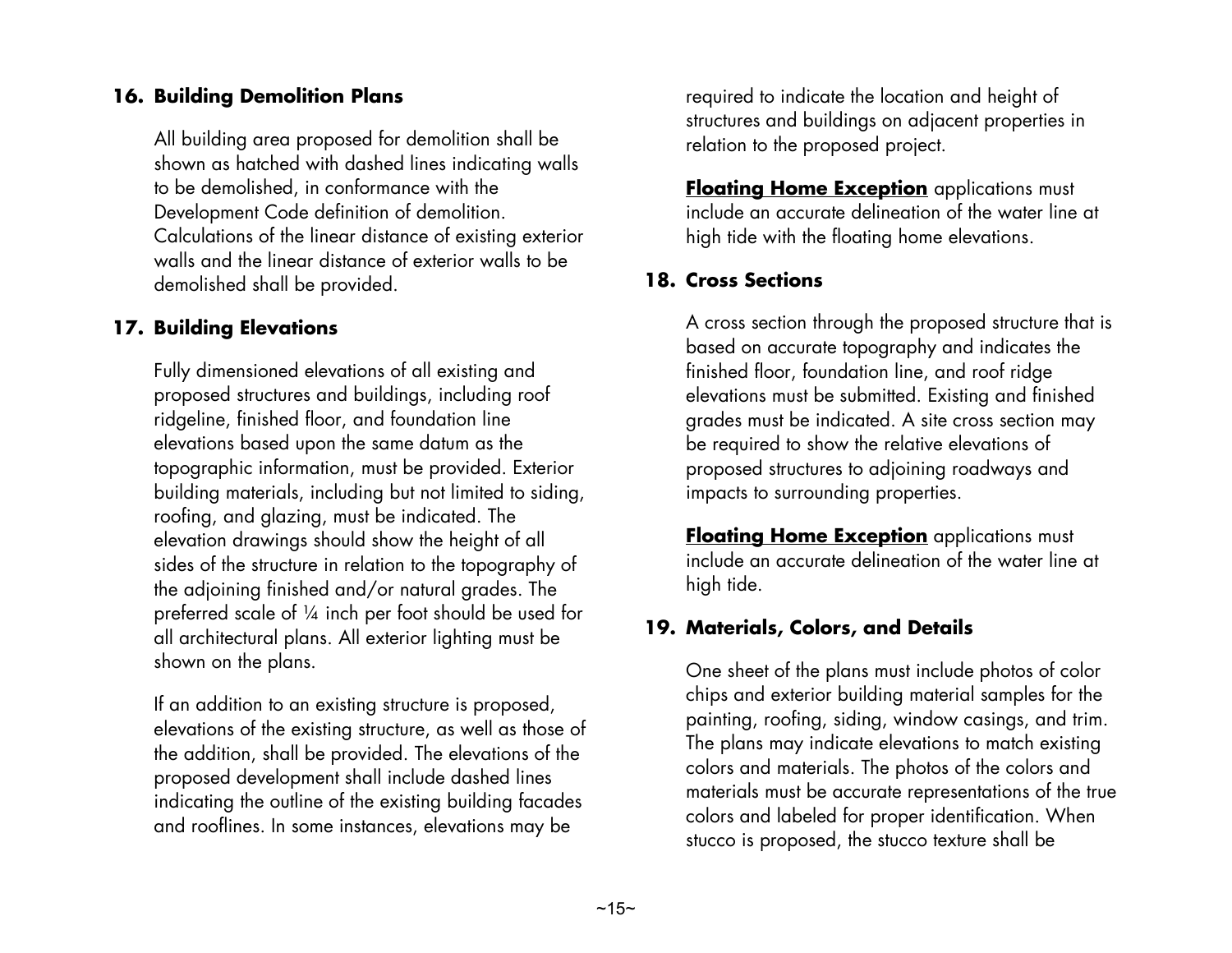### 16. Building Demolition Plans

All building area proposed for demolition shall be shown as hatched with dashed lines indicating walls to be demolished, in conformance with the Development Code definition of demolition. Calculations of the linear distance of existing exterior walls and the linear distance of exterior walls to be demolished shall be provided.

### 17. Building Elevations

Fully dimensioned elevations of all existing and proposed structures and buildings, including roof ridgeline, finished floor, and foundation line elevations based upon the same datum as the topographic information, must be provided. Exterior building materials, including but not limited to siding, roofing, and glazing, must be indicated. The elevation drawings should show the height of all sides of the structure in relation to the topography of the adjoining finished and/or natural grades. The preferred scale of ¼ inch per foot should be used for all architectural plans. All exterior lighting must be shown on the plans.

If an addition to an existing structure is proposed, elevations of the existing structure, as well as those of the addition, shall be provided. The elevations of the proposed development shall include dashed lines indicating the outline of the existing building facades and rooflines. In some instances, elevations may be required to indicate the location and height of structures and buildings on adjacent properties in relation to the proposed project.

**Floating Home Exception** applications must include an accurate delineation of the water line at high tide with the floating home elevations.

### 18. Cross Sections

A cross section through the proposed structure that is based on accurate topography and indicates the finished floor, foundation line, and roof ridge elevations must be submitted. Existing and finished grades must be indicated. A site cross section may be required to show the relative elevations of proposed structures to adjoining roadways and impacts to surrounding properties.

**Floating Home Exception** applications must include an accurate delineation of the water line at high tide.

### 19. Materials, Colors, and Details

One sheet of the plans must include photos of color chips and exterior building material samples for the painting, roofing, siding, window casings, and trim. The plans may indicate elevations to match existing colors and materials. The photos of the colors and materials must be accurate representations of the true colors and labeled for proper identification. When stucco is proposed, the stucco texture shall be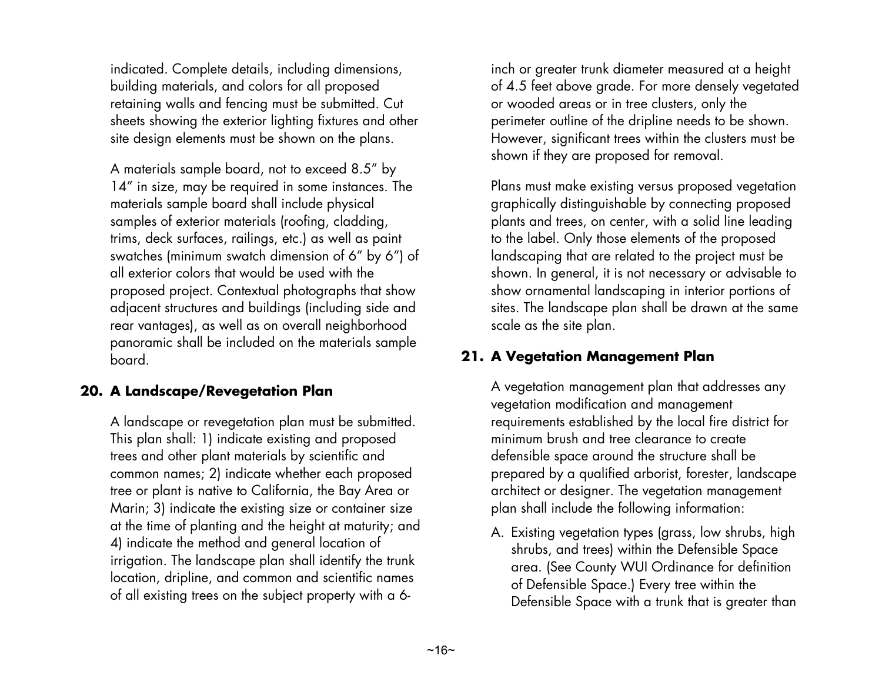indicated. Complete details, including dimensions, building materials, and colors for all proposed retaining walls and fencing must be submitted. Cut sheets showing the exterior lighting fixtures and other site design elements must be shown on the plans.

A materials sample board, not to exceed 8.5" by 14" in size, may be required in some instances. The materials sample board shall include physical samples of exterior materials (roofing, cladding, trims, deck surfaces, railings, etc.) as well as paint swatches (minimum swatch dimension of 6" by 6") of all exterior colors that would be used with the proposed project. Contextual photographs that show adjacent structures and buildings (including side and rear vantages), as well as on overall neighborhood panoramic shall be included on the materials sample board.

## 20. A Landscape/Revegetation Plan

A landscape or revegetation plan must be submitted. This plan shall: 1) indicate existing and proposed trees and other plant materials by scientific and common names; 2) indicate whether each proposed tree or plant is native to California, the Bay Area or Marin; 3) indicate the existing size or container size at the time of planting and the height at maturity; and 4) indicate the method and general location of irrigation. The landscape plan shall identify the trunk location, dripline, and common and scientific names of all existing trees on the subject property with a 6-inch or greater trunk diameter measured at a height of 4.5 feet above grade. For more densely vegetated or wooded areas or in tree clusters, only the perimeter outline of the dripline needs to be shown. However, significant trees within the clusters must be shown if they are proposed for removal.

Plans must make existing versus proposed vegetation graphically distinguishable by connecting proposed plants and trees, on center, with a solid line leading to the label. Only those elements of the proposed landscaping that are related to the project must be shown. In general, it is not necessary or advisable to show ornamental landscaping in interior portions of sites. The landscape plan shall be drawn at the same scale as the site plan.

## 21. A Vegetation Management Plan

A vegetation management plan that addresses any vegetation modification and management requirements established by the local fire district for minimum brush and tree clearance to create defensible space around the structure shall be prepared by a qualified arborist, forester, landscape architect or designer. The vegetation management plan shall include the following information:

A. Existing vegetation types (grass, low shrubs, high shrubs, and trees) within the Defensible Space area. (See County WUI Ordinance for definition of Defensible Space.) Every tree within the Defensible Space with a trunk that is greater than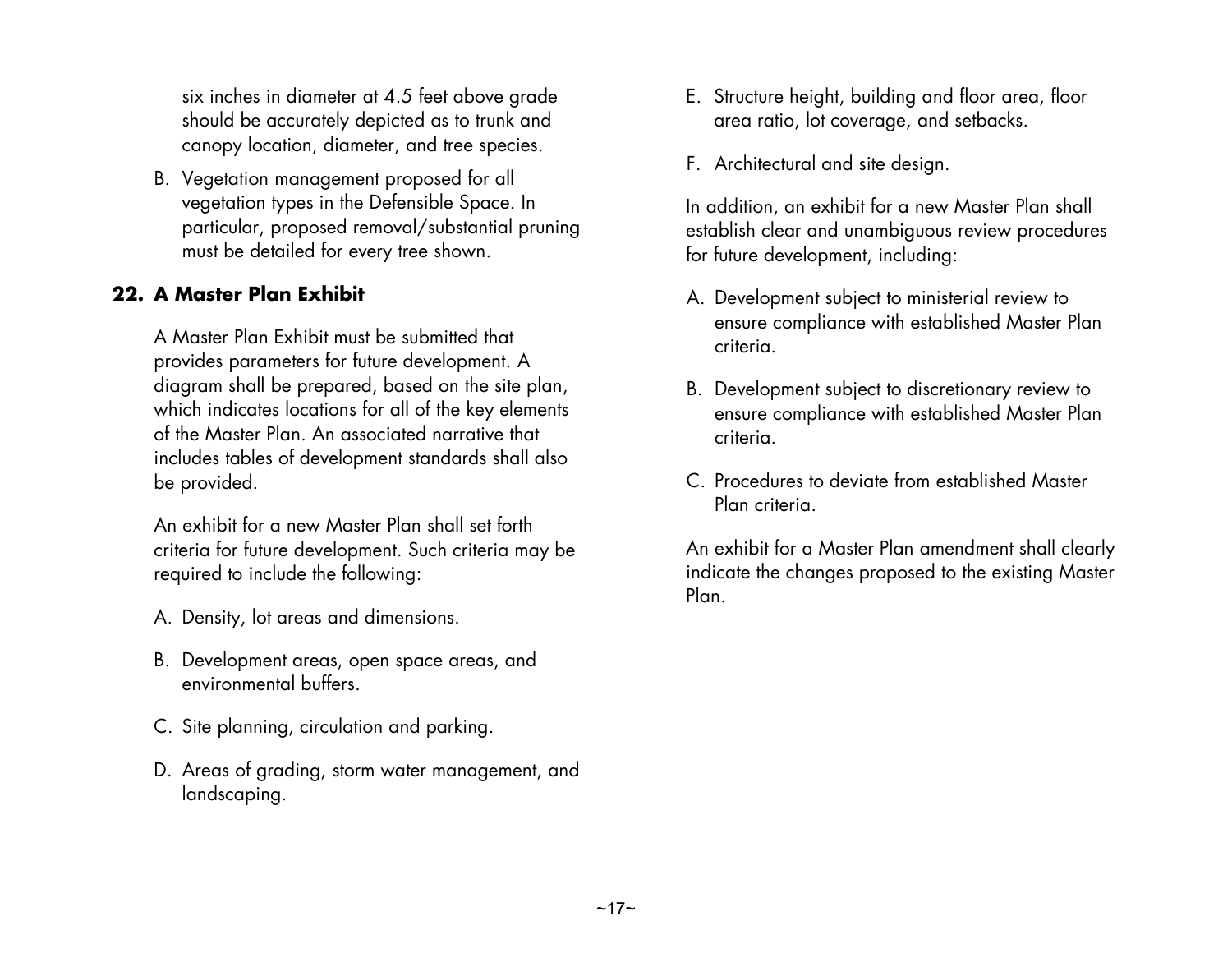six inches in diameter at 4.5 feet above grade should be accurately depicted as to trunk and canopy location, diameter, and tree species.

B. Vegetation management proposed for all vegetation types in the Defensible Space. In particular, proposed removal/substantial pruning must be detailed for every tree shown.

## 22. A Master Plan Exhibit

A Master Plan Exhibit must be submitted that provides parameters for future development. A diagram shall be prepared, based on the site plan, which indicates locations for all of the key elements of the Master Plan. An associated narrative that includes tables of development standards shall also be provided.

An exhibit for a new Master Plan shall set forth criteria for future development. Such criteria may be required to include the following:

A. Density, lot areas and dimensions.

B. Development areas, open space areas, and environmental buffers.

C. Site planning, circulation and parking.

D. Areas of grading, storm water management, and landscaping.

E. Structure height, building and floor area, floor area ratio, lot coverage, and setbacks.

F. Architectural and site design.

In addition, an exhibit for a new Master Plan shall establish clear and unambiguous review procedures for future development, including:

A. Development subject to ministerial review to ensure compliance with established Master Plan criteria.

B. Development subject to discretionary review to ensure compliance with established Master Plan criteria.

C. Procedures to deviate from established Master Plan criteria.

An exhibit for a Master Plan amendment shall clearly indicate the changes proposed to the existing Master Plan.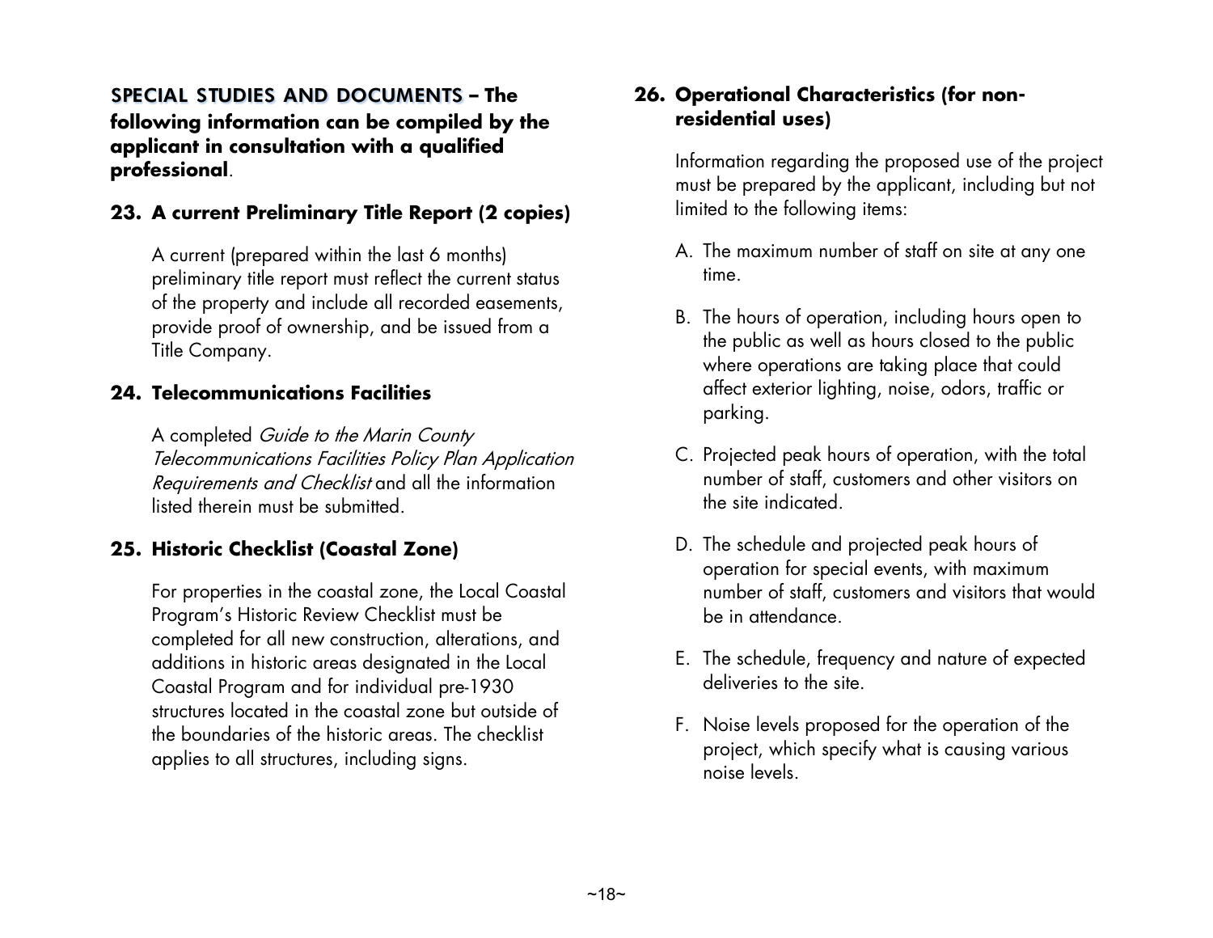**SPECIAL STUDIES AND DOCUMENTS – The following information can be compiled by the applicant in consultation with a qualified professional**.

### 23. A current Preliminary Title Report (2 copies)

A current (prepared within the last 6 months) preliminary title report must reflect the current status of the property and include all recorded easements, provide proof of ownership, and be issued from a Title Company.

### 24. Telecommunications Facilities

A completed *Guide to the Marin County Telecommunications Facilities Policy Plan Application Requirements and Checklist* and all the information listed therein must be submitted.

### 25. Historic Checklist (Coastal Zone)

For properties in the coastal zone, the Local Coastal Program's Historic Review Checklist must be completed for all new construction, alterations, and additions in historic areas designated in the Local Coastal Program and for individual pre-1930 structures located in the coastal zone but outside of the boundaries of the historic areas. The checklist applies to all structures, including signs.

### 26. Operational Characteristics (for non-residential uses)

Information regarding the proposed use of the project must be prepared by the applicant, including but not limited to the following items:

A. The maximum number of staff on site at any one time.

B. The hours of operation, including hours open to the public as well as hours closed to the public where operations are taking place that could affect exterior lighting, noise, odors, traffic or parking.

C. Projected peak hours of operation, with the total number of staff, customers and other visitors on the site indicated.

D. The schedule and projected peak hours of operation for special events, with maximum number of staff, customers and visitors that would be in attendance.

E. The schedule, frequency and nature of expected deliveries to the site.

F. Noise levels proposed for the operation of the project, which specify what is causing various noise levels.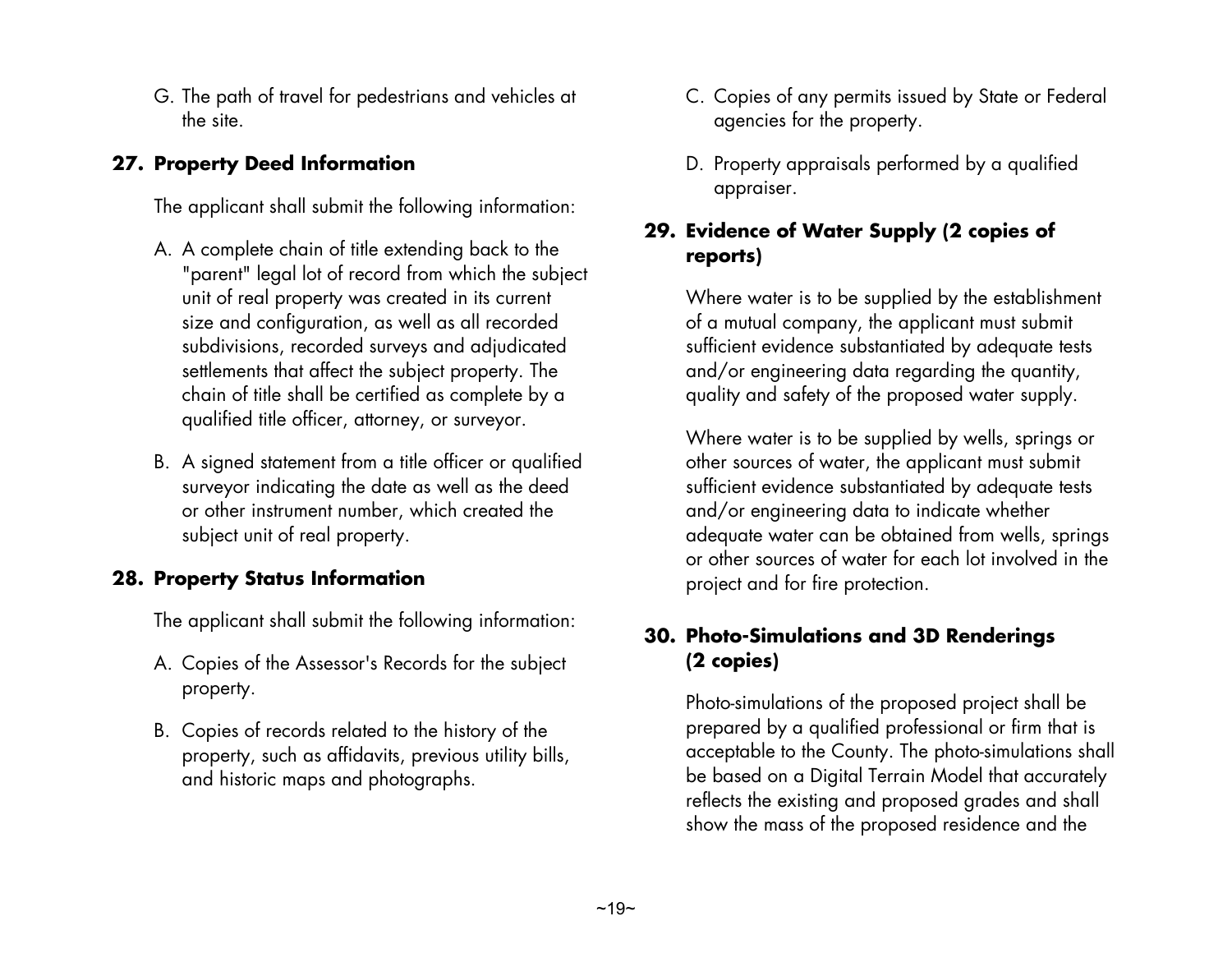G. The path of travel for pedestrians and vehicles at the site.

## 27. Property Deed Information

The applicant shall submit the following information:

A. A complete chain of title extending back to the "parent" legal lot of record from which the subject unit of real property was created in its current size and configuration, as well as all recorded subdivisions, recorded surveys and adjudicated settlements that affect the subject property. The chain of title shall be certified as complete by a qualified title officer, attorney, or surveyor.

B. A signed statement from a title officer or qualified surveyor indicating the date as well as the deed or other instrument number, which created the subject unit of real property.

## 28. Property Status Information

The applicant shall submit the following information:

A. Copies of the Assessor's Records for the subject property.

B. Copies of records related to the history of the property, such as affidavits, previous utility bills, and historic maps and photographs.

C. Copies of any permits issued by State or Federal agencies for the property.

D. Property appraisals performed by a qualified appraiser.

## 29. Evidence of Water Supply (2 copies of reports)

Where water is to be supplied by the establishment of a mutual company, the applicant must submit sufficient evidence substantiated by adequate tests and/or engineering data regarding the quantity, quality and safety of the proposed water supply.

Where water is to be supplied by wells, springs or other sources of water, the applicant must submit sufficient evidence substantiated by adequate tests and/or engineering data to indicate whether adequate water can be obtained from wells, springs or other sources of water for each lot involved in the project and for fire protection.

## 30. Photo-Simulations and 3D Renderings (2 copies)

Photo-simulations of the proposed project shall be prepared by a qualified professional or firm that is acceptable to the County. The photo-simulations shall be based on a Digital Terrain Model that accurately reflects the existing and proposed grades and shall show the mass of the proposed residence and the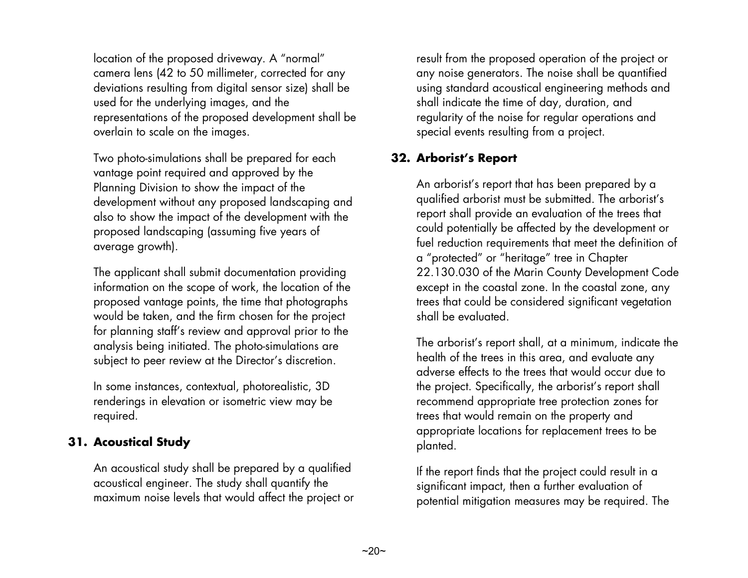location of the proposed driveway. A "normal" camera lens (42 to 50 millimeter, corrected for any deviations resulting from digital sensor size) shall be used for the underlying images, and the representations of the proposed development shall be overlain to scale on the images.

Two photo-simulations shall be prepared for each vantage point required and approved by the Planning Division to show the impact of the development without any proposed landscaping and also to show the impact of the development with the proposed landscaping (assuming five years of average growth).

The applicant shall submit documentation providing information on the scope of work, the location of the proposed vantage points, the time that photographs would be taken, and the firm chosen for the project for planning staff's review and approval prior to the analysis being initiated. The photo-simulations are subject to peer review at the Director's discretion.

In some instances, contextual, photorealistic, 3D renderings in elevation or isometric view may be required.

### 31. Acoustical Study

An acoustical study shall be prepared by a qualified acoustical engineer. The study shall quantify the maximum noise levels that would affect the project or result from the proposed operation of the project or any noise generators. The noise shall be quantified using standard acoustical engineering methods and shall indicate the time of day, duration, and regularity of the noise for regular operations and special events resulting from a project.

### 32. Arborist's Report

An arborist's report that has been prepared by a qualified arborist must be submitted. The arborist's report shall provide an evaluation of the trees that could potentially be affected by the development or fuel reduction requirements that meet the definition of a "protected" or "heritage" tree in Chapter 22.130.030 of the Marin County Development Code except in the coastal zone. In the coastal zone, any trees that could be considered significant vegetation shall be evaluated.

The arborist's report shall, at a minimum, indicate the health of the trees in this area, and evaluate any adverse effects to the trees that would occur due to the project. Specifically, the arborist's report shall recommend appropriate tree protection zones for trees that would remain on the property and appropriate locations for replacement trees to be planted.

If the report finds that the project could result in a significant impact, then a further evaluation of potential mitigation measures may be required. The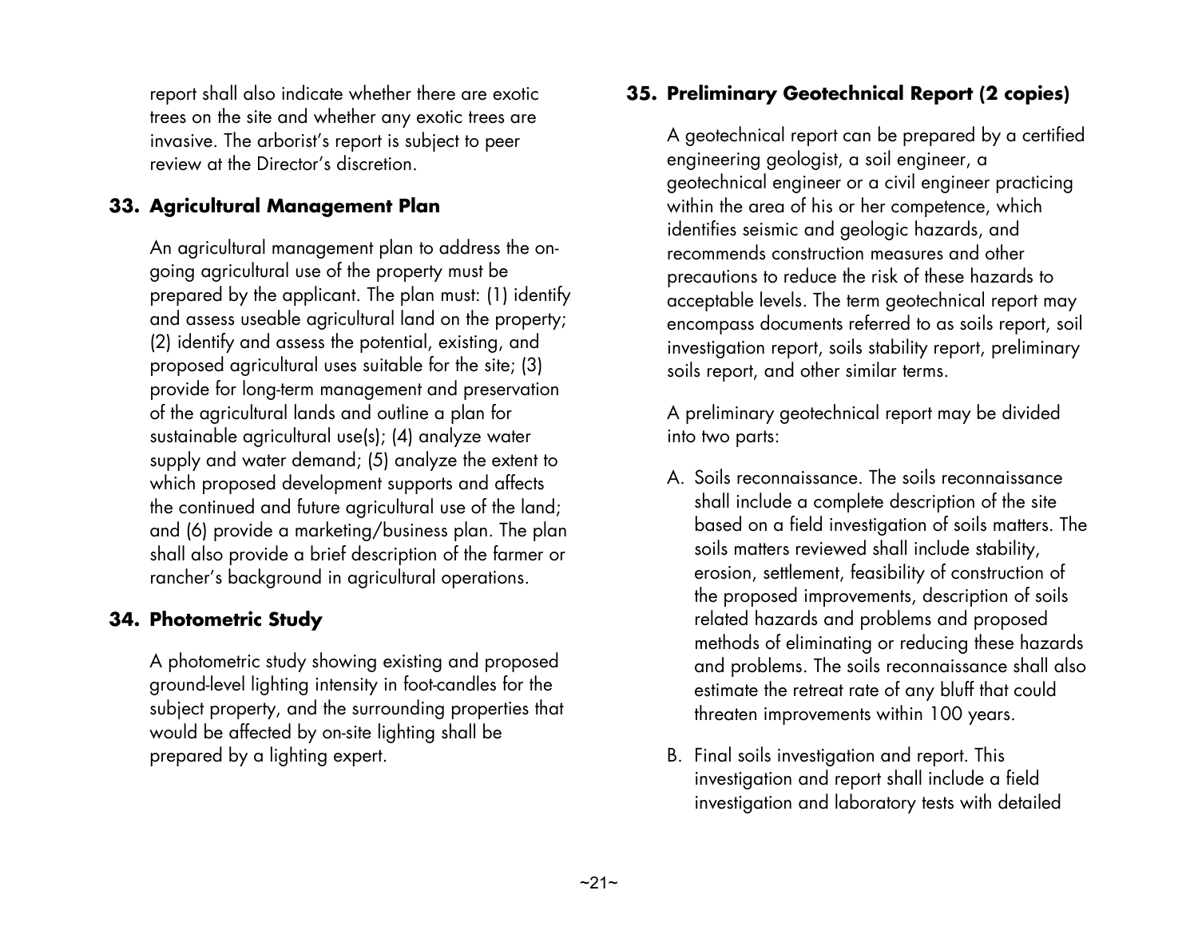report shall also indicate whether there are exotic trees on the site and whether any exotic trees are invasive. The arborist's report is subject to peer review at the Director's discretion.

### 33. Agricultural Management Plan

An agricultural management plan to address the on-going agricultural use of the property must be prepared by the applicant. The plan must: (1) identify and assess useable agricultural land on the property; (2) identify and assess the potential, existing, and proposed agricultural uses suitable for the site; (3) provide for long-term management and preservation of the agricultural lands and outline a plan for sustainable agricultural use(s); (4) analyze water supply and water demand; (5) analyze the extent to which proposed development supports and affects the continued and future agricultural use of the land; and (6) provide a marketing/business plan. The plan shall also provide a brief description of the farmer or rancher's background in agricultural operations.

### 34. Photometric Study

A photometric study showing existing and proposed ground-level lighting intensity in foot-candles for the subject property, and the surrounding properties that would be affected by on-site lighting shall be prepared by a lighting expert.

### 35. Preliminary Geotechnical Report (2 copies)

A geotechnical report can be prepared by a certified engineering geologist, a soil engineer, a geotechnical engineer or a civil engineer practicing within the area of his or her competence, which identifies seismic and geologic hazards, and recommends construction measures and other precautions to reduce the risk of these hazards to acceptable levels. The term geotechnical report may encompass documents referred to as soils report, soil investigation report, soils stability report, preliminary soils report, and other similar terms.

A preliminary geotechnical report may be divided into two parts:

A. Soils reconnaissance. The soils reconnaissance shall include a complete description of the site based on a field investigation of soils matters. The soils matters reviewed shall include stability, erosion, settlement, feasibility of construction of the proposed improvements, description of soils related hazards and problems and proposed methods of eliminating or reducing these hazards and problems. The soils reconnaissance shall also estimate the retreat rate of any bluff that could threaten improvements within 100 years.

B. Final soils investigation and report. This investigation and report shall include a field investigation and laboratory tests with detailed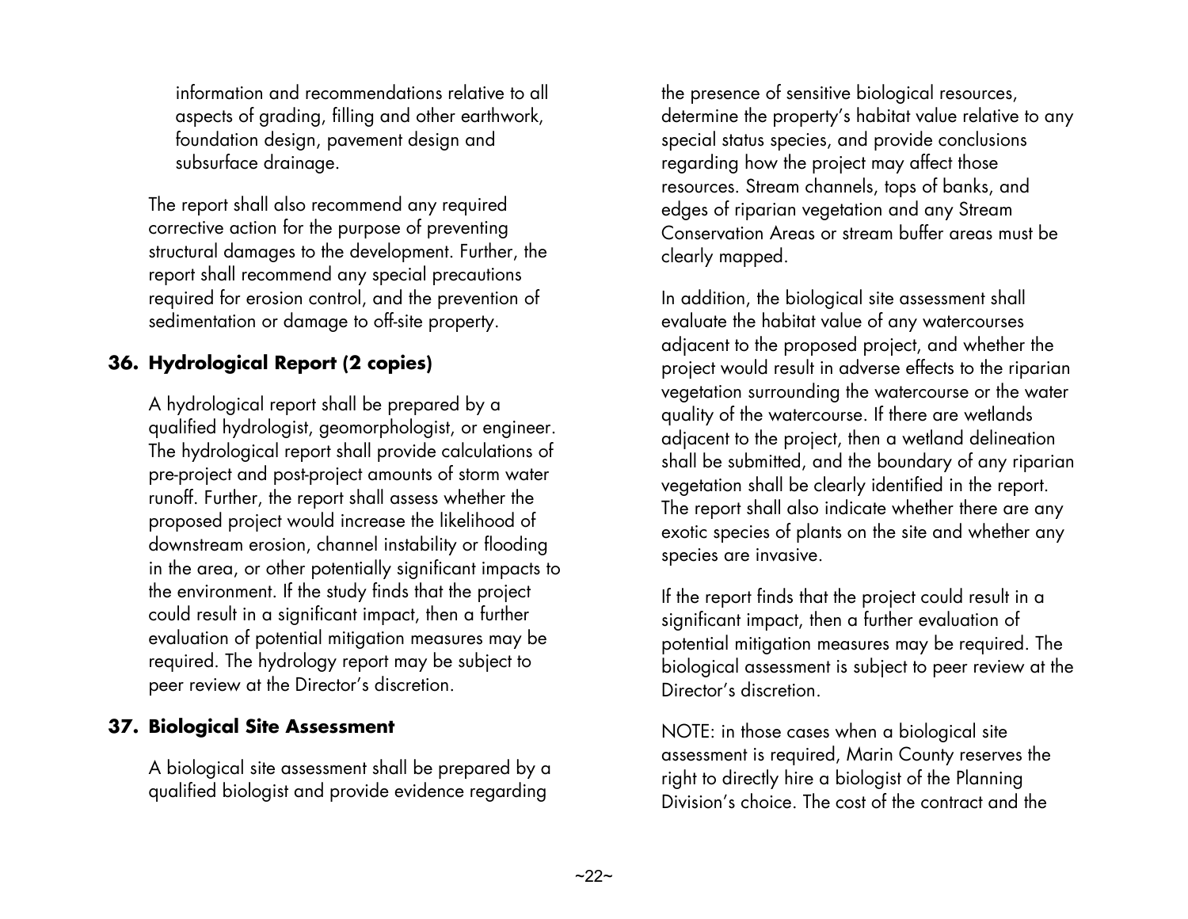information and recommendations relative to all aspects of grading, filling and other earthwork, foundation design, pavement design and subsurface drainage.

The report shall also recommend any required corrective action for the purpose of preventing structural damages to the development. Further, the report shall recommend any special precautions required for erosion control, and the prevention of sedimentation or damage to off-site property.

### 36. Hydrological Report (2 copies)

A hydrological report shall be prepared by a qualified hydrologist, geomorphologist, or engineer. The hydrological report shall provide calculations of pre-project and post-project amounts of storm water runoff. Further, the report shall assess whether the proposed project would increase the likelihood of downstream erosion, channel instability or flooding in the area, or other potentially significant impacts to the environment. If the study finds that the project could result in a significant impact, then a further evaluation of potential mitigation measures may be required. The hydrology report may be subject to peer review at the Director's discretion.

### 37. Biological Site Assessment

A biological site assessment shall be prepared by a qualified biologist and provide evidence regarding the presence of sensitive biological resources, determine the property's habitat value relative to any special status species, and provide conclusions regarding how the project may affect those resources. Stream channels, tops of banks, and edges of riparian vegetation and any Stream Conservation Areas or stream buffer areas must be clearly mapped.

In addition, the biological site assessment shall evaluate the habitat value of any watercourses adjacent to the proposed project, and whether the project would result in adverse effects to the riparian vegetation surrounding the watercourse or the water quality of the watercourse. If there are wetlands adjacent to the project, then a wetland delineation shall be submitted, and the boundary of any riparian vegetation shall be clearly identified in the report. The report shall also indicate whether there are any exotic species of plants on the site and whether any species are invasive.

If the report finds that the project could result in a significant impact, then a further evaluation of potential mitigation measures may be required. The biological assessment is subject to peer review at the Director's discretion.

NOTE: in those cases when a biological site assessment is required, Marin County reserves the right to directly hire a biologist of the Planning Division's choice. The cost of the contract and the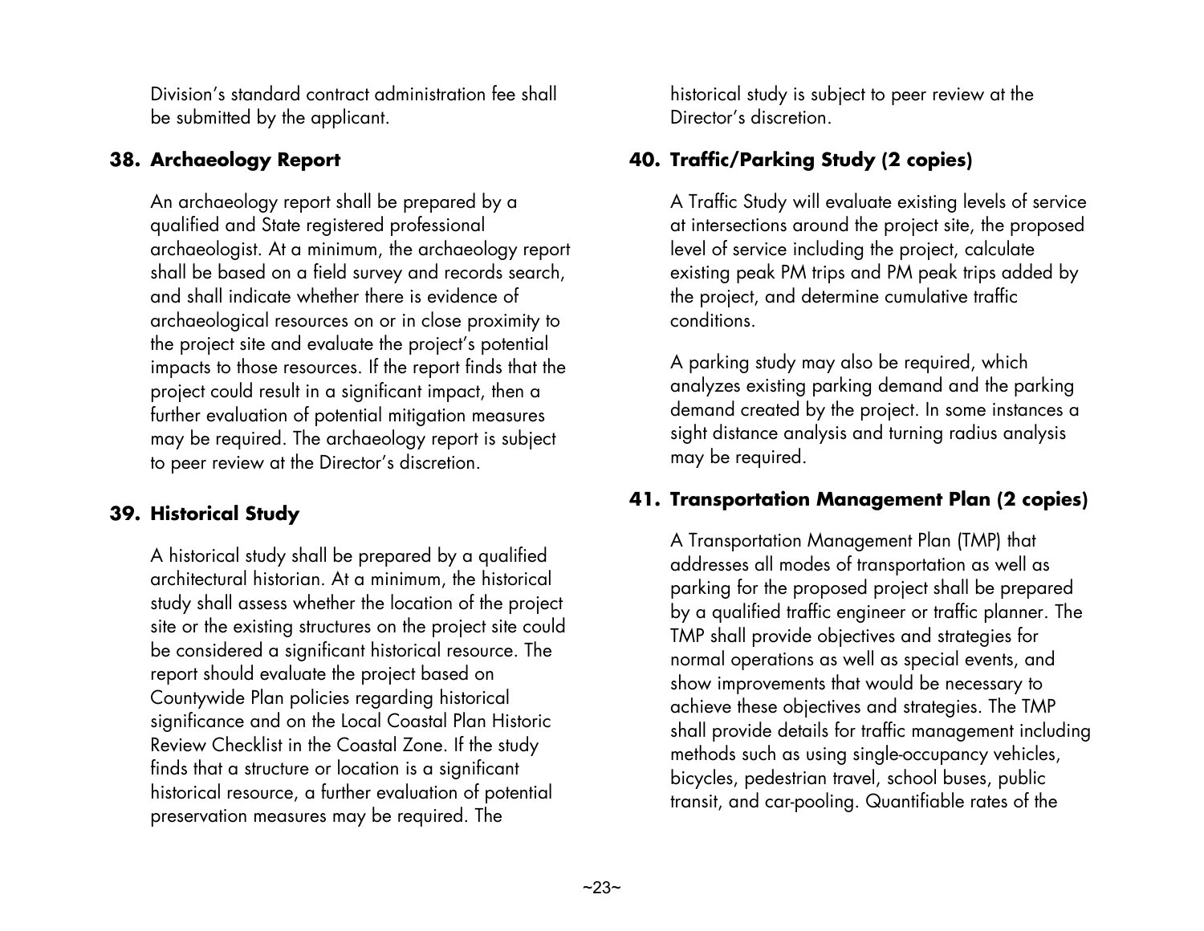Division's standard contract administration fee shall be submitted by the applicant.

## 38. Archaeology Report

An archaeology report shall be prepared by a qualified and State registered professional archaeologist. At a minimum, the archaeology report shall be based on a field survey and records search, and shall indicate whether there is evidence of archaeological resources on or in close proximity to the project site and evaluate the project's potential impacts to those resources. If the report finds that the project could result in a significant impact, then a further evaluation of potential mitigation measures may be required. The archaeology report is subject to peer review at the Director's discretion.

## 39. Historical Study

A historical study shall be prepared by a qualified architectural historian. At a minimum, the historical study shall assess whether the location of the project site or the existing structures on the project site could be considered a significant historical resource. The report should evaluate the project based on Countywide Plan policies regarding historical significance and on the Local Coastal Plan Historic Review Checklist in the Coastal Zone. If the study finds that a structure or location is a significant historical resource, a further evaluation of potential preservation measures may be required. The historical study is subject to peer review at the Director's discretion.

## 40. Traffic/Parking Study (2 copies)

A Traffic Study will evaluate existing levels of service at intersections around the project site, the proposed level of service including the project, calculate existing peak PM trips and PM peak trips added by the project, and determine cumulative traffic conditions.

A parking study may also be required, which analyzes existing parking demand and the parking demand created by the project. In some instances a sight distance analysis and turning radius analysis may be required.

## 41. Transportation Management Plan (2 copies)

A Transportation Management Plan (TMP) that addresses all modes of transportation as well as parking for the proposed project shall be prepared by a qualified traffic engineer or traffic planner. The TMP shall provide objectives and strategies for normal operations as well as special events, and show improvements that would be necessary to achieve these objectives and strategies. The TMP shall provide details for traffic management including methods such as using single-occupancy vehicles, bicycles, pedestrian travel, school buses, public transit, and car-pooling. Quantifiable rates of the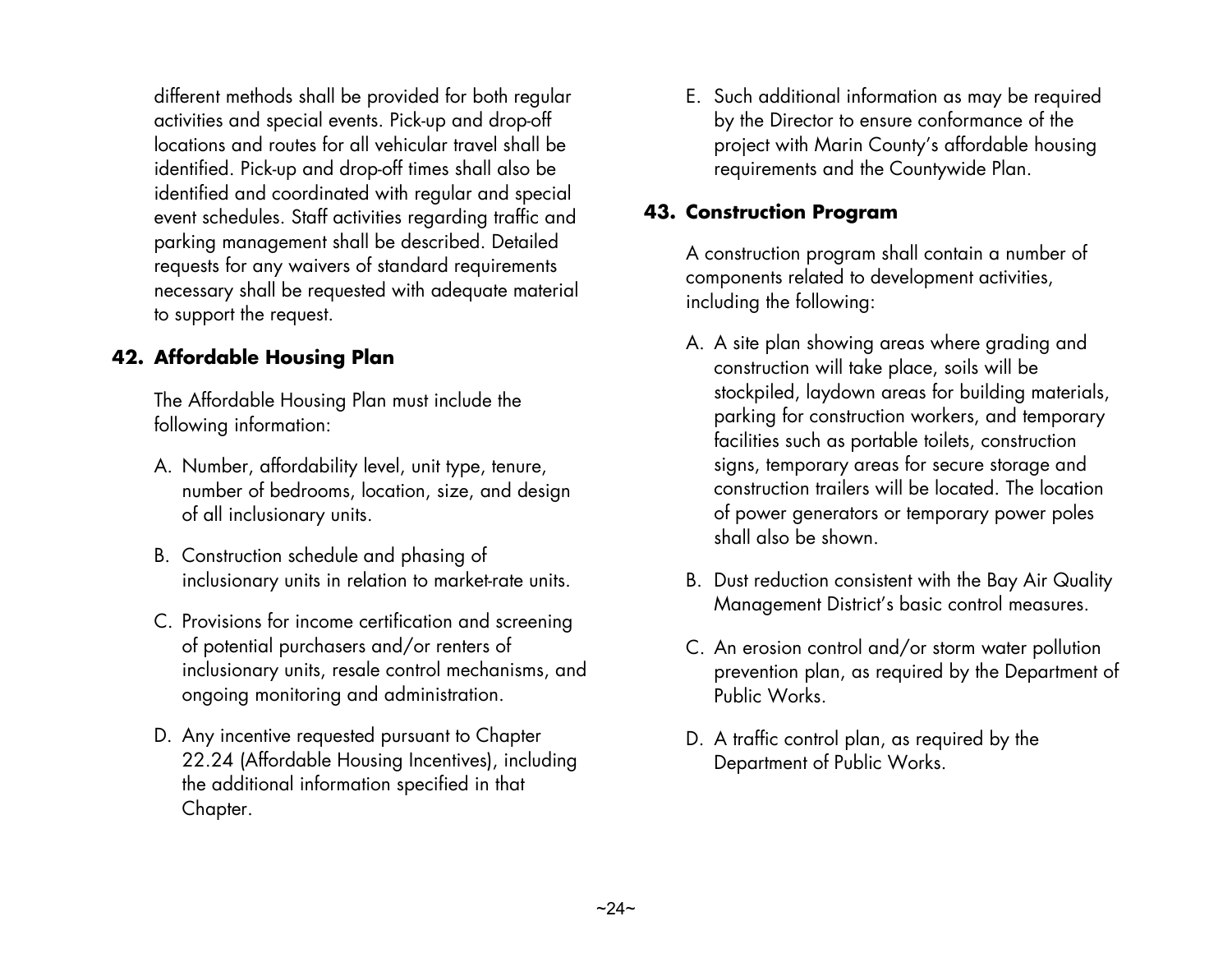different methods shall be provided for both regular activities and special events. Pick-up and drop-off locations and routes for all vehicular travel shall be identified. Pick-up and drop-off times shall also be identified and coordinated with regular and special event schedules. Staff activities regarding traffic and parking management shall be described. Detailed requests for any waivers of standard requirements necessary shall be requested with adequate material to support the request.

## 42. Affordable Housing Plan

The Affordable Housing Plan must include the following information:

A. Number, affordability level, unit type, tenure, number of bedrooms, location, size, and design of all inclusionary units.

B. Construction schedule and phasing of inclusionary units in relation to market-rate units.

C. Provisions for income certification and screening of potential purchasers and/or renters of inclusionary units, resale control mechanisms, and ongoing monitoring and administration.

D. Any incentive requested pursuant to Chapter 22.24 (Affordable Housing Incentives), including the additional information specified in that Chapter.

E. Such additional information as may be required by the Director to ensure conformance of the project with Marin County's affordable housing requirements and the Countywide Plan.

## 43. Construction Program

A construction program shall contain a number of components related to development activities, including the following:

A. A site plan showing areas where grading and construction will take place, soils will be stockpiled, laydown areas for building materials, parking for construction workers, and temporary facilities such as portable toilets, construction signs, temporary areas for secure storage and construction trailers will be located. The location of power generators or temporary power poles shall also be shown.

B. Dust reduction consistent with the Bay Air Quality Management District's basic control measures.

C. An erosion control and/or storm water pollution prevention plan, as required by the Department of Public Works.

D. A traffic control plan, as required by the Department of Public Works.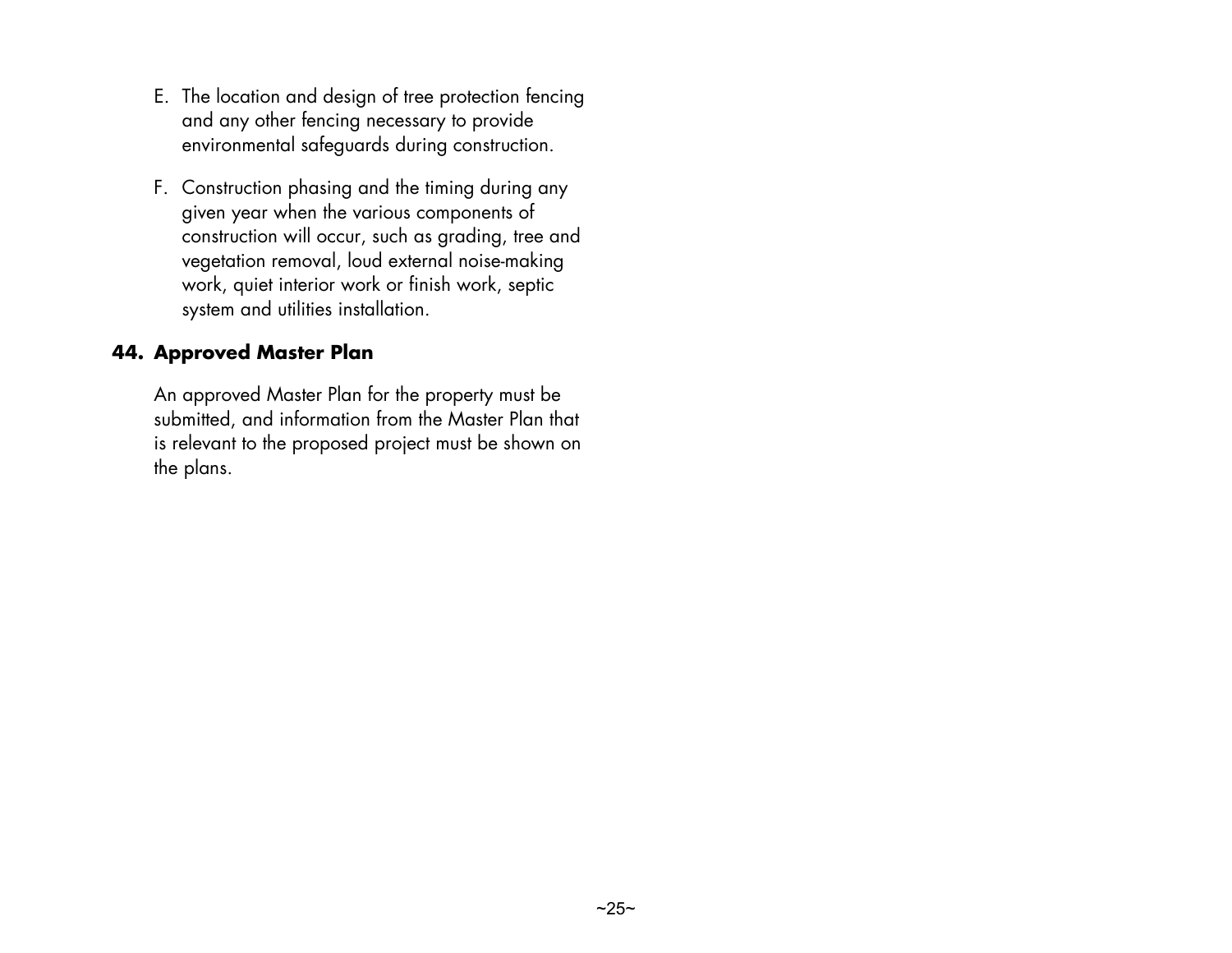E. The location and design of tree protection fencing and any other fencing necessary to provide environmental safeguards during construction.

F. Construction phasing and the timing during any given year when the various components of construction will occur, such as grading, tree and vegetation removal, loud external noise-making work, quiet interior work or finish work, septic system and utilities installation.

## 44. Approved Master Plan

An approved Master Plan for the property must be submitted, and information from the Master Plan that is relevant to the proposed project must be shown on the plans.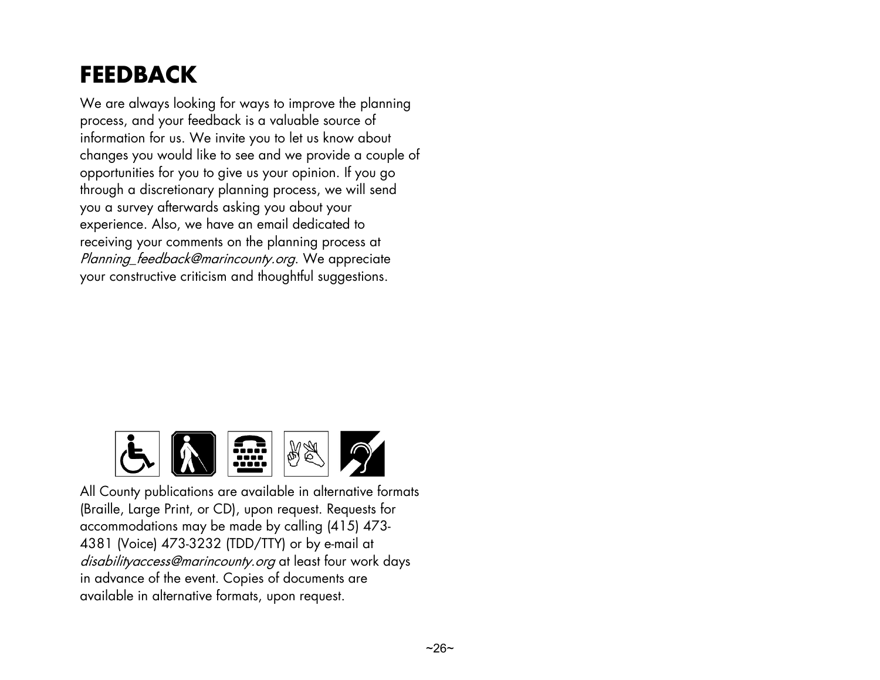# FEEDBACK

We are always looking for ways to improve the planning process, and your feedback is a valuable source of information for us. We invite you to let us know about changes you would like to see and we provide a couple of opportunities for you to give us your opinion. If you go through a discretionary planning process, we will send you a survey afterwards asking you about your experience. Also, we have an email dedicated to receiving your comments on the planning process at *Planning_feedback@marincounty.org*. We appreciate your constructive criticism and thoughtful suggestions.

All County publications are available in alternative formats (Braille, Large Print, or CD), upon request. Requests for accommodations may be made by calling (415) 473-4381 (Voice) 473-3232 (TDD/TTY) or by e-mail at *disabilityaccess@marincounty.org* at least four work days in advance of the event. Copies of documents are available in alternative formats, upon request.